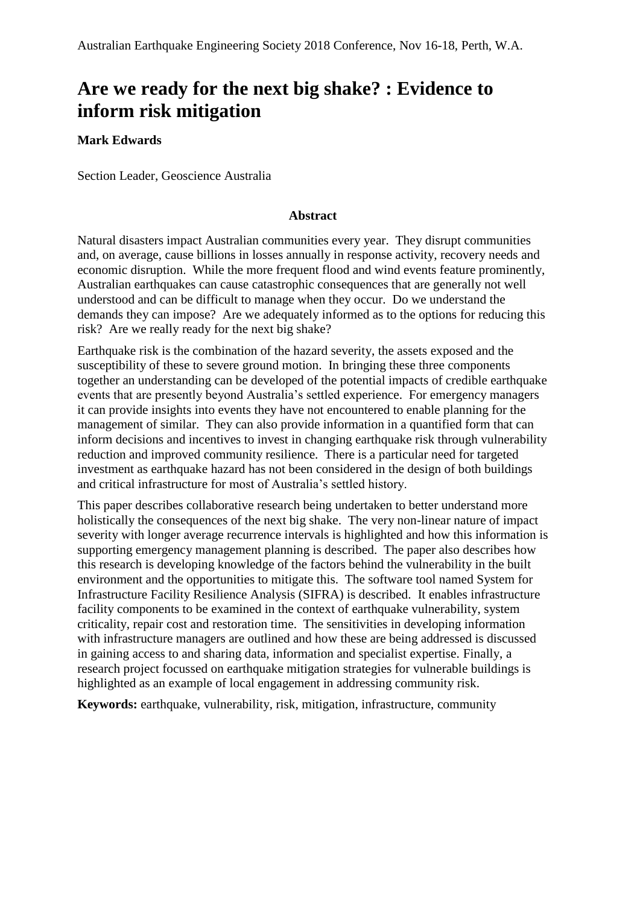# Are we ready for the next big shake? : Evidence to inform risk mitigation

**Mark Edwards**

Section Leader, Geoscience Australia

## Abstract

Natural disasters impact Australian communities every year. They disrupt communities and, on average, cause billions in losses annually in response activity, recovery needs and economic disruption. While the more frequent flood and wind events feature prominently, Australian earthquakes can cause catastrophic consequences that are generally not well understood and can be difficult to manage when they occur. Do we understand the demands they can impose? Are we adequately informed as to the options for reducing this risk? Are we really ready for the next big shake?

Earthquake risk is the combination of the hazard severity, the assets exposed and the susceptibility of these to severe ground motion. In bringing these three components together an understanding can be developed of the potential impacts of credible earthquake events that are presently beyond Australia's settled experience. For emergency managers it can provide insights into events they have not encountered to enable planning for the management of similar. They can also provide information in a quantified form that can inform decisions and incentives to invest in changing earthquake risk through vulnerability reduction and improved community resilience. There is a particular need for targeted investment as earthquake hazard has not been considered in the design of both buildings and critical infrastructure for most of Australia's settled history.

This paper describes collaborative research being undertaken to better understand more holistically the consequences of the next big shake. The very non-linear nature of impact severity with longer average recurrence intervals is highlighted and how this information is supporting emergency management planning is described. The paper also describes how this research is developing knowledge of the factors behind the vulnerability in the built environment and the opportunities to mitigate this. The software tool named System for Infrastructure Facility Resilience Analysis (SIFRA) is described. It enables infrastructure facility components to be examined in the context of earthquake vulnerability, system criticality, repair cost and restoration time. The sensitivities in developing information with infrastructure managers are outlined and how these are being addressed is discussed in gaining access to and sharing data, information and specialist expertise. Finally, a research project focussed on earthquake mitigation strategies for vulnerable buildings is highlighted as an example of local engagement in addressing community risk.

**Keywords:** earthquake, vulnerability, risk, mitigation, infrastructure, community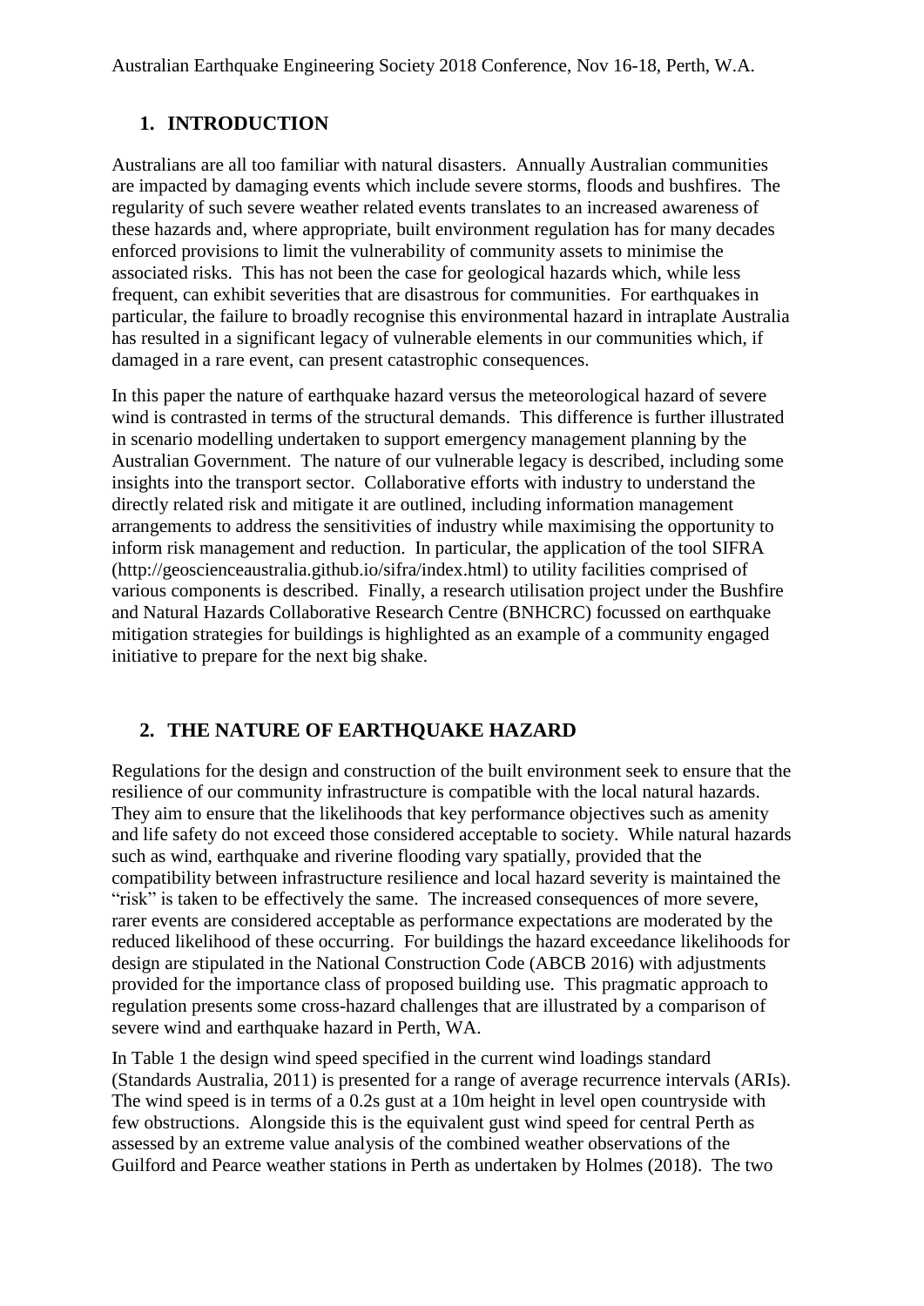## 1. INTRODUCTION

Australians are all too familiar with natural disasters. Annually Australian communities are impacted by damaging events which include severe storms, floods and bushfires. The regularity of such severe weather related events translates to an increased awareness of these hazards and, where appropriate, built environment regulation has for many decades enforced provisions to limit the vulnerability of community assets to minimise the associated risks. This has not been the case for geological hazards which, while less frequent, can exhibit severities that are disastrous for communities. For earthquakes in particular, the failure to broadly recognise this environmental hazard in intraplate Australia has resulted in a significant legacy of vulnerable elements in our communities which, if damaged in a rare event, can present catastrophic consequences.

In this paper the nature of earthquake hazard versus the meteorological hazard of severe wind is contrasted in terms of the structural demands. This difference is further illustrated in scenario modelling undertaken to support emergency management planning by the Australian Government. The nature of our vulnerable legacy is described, including some insights into the transport sector. Collaborative efforts with industry to understand the directly related risk and mitigate it are outlined, including information management arrangements to address the sensitivities of industry while maximising the opportunity to inform risk management and reduction. In particular, the application of the tool SIFRA (http://geoscienceaustralia.github.io/sifra/index.html) to utility facilities comprised of various components is described. Finally, a research utilisation project under the Bushfire and Natural Hazards Collaborative Research Centre (BNHCRC) focussed on earthquake mitigation strategies for buildings is highlighted as an example of a community engaged initiative to prepare for the next big shake.

## 2. THE NATURE OF EARTHQUAKE HAZARD

Regulations for the design and construction of the built environment seek to ensure that the resilience of our community infrastructure is compatible with the local natural hazards. They aim to ensure that the likelihoods that key performance objectives such as amenity and life safety do not exceed those considered acceptable to society. While natural hazards such as wind, earthquake and riverine flooding vary spatially, provided that the compatibility between infrastructure resilience and local hazard severity is maintained the "risk" is taken to be effectively the same. The increased consequences of more severe, rarer events are considered acceptable as performance expectations are moderated by the reduced likelihood of these occurring. For buildings the hazard exceedance likelihoods for design are stipulated in the National Construction Code (ABCB 2016) with adjustments provided for the importance class of proposed building use. This pragmatic approach to regulation presents some cross-hazard challenges that are illustrated by a comparison of severe wind and earthquake hazard in Perth, WA.

In Table 1 the design wind speed specified in the current wind loadings standard (Standards Australia, 2011) is presented for a range of average recurrence intervals (ARIs). The wind speed is in terms of a 0.2s gust at a 10m height in level open countryside with few obstructions. Alongside this is the equivalent gust wind speed for central Perth as assessed by an extreme value analysis of the combined weather observations of the Guilford and Pearce weather stations in Perth as undertaken by Holmes (2018). The two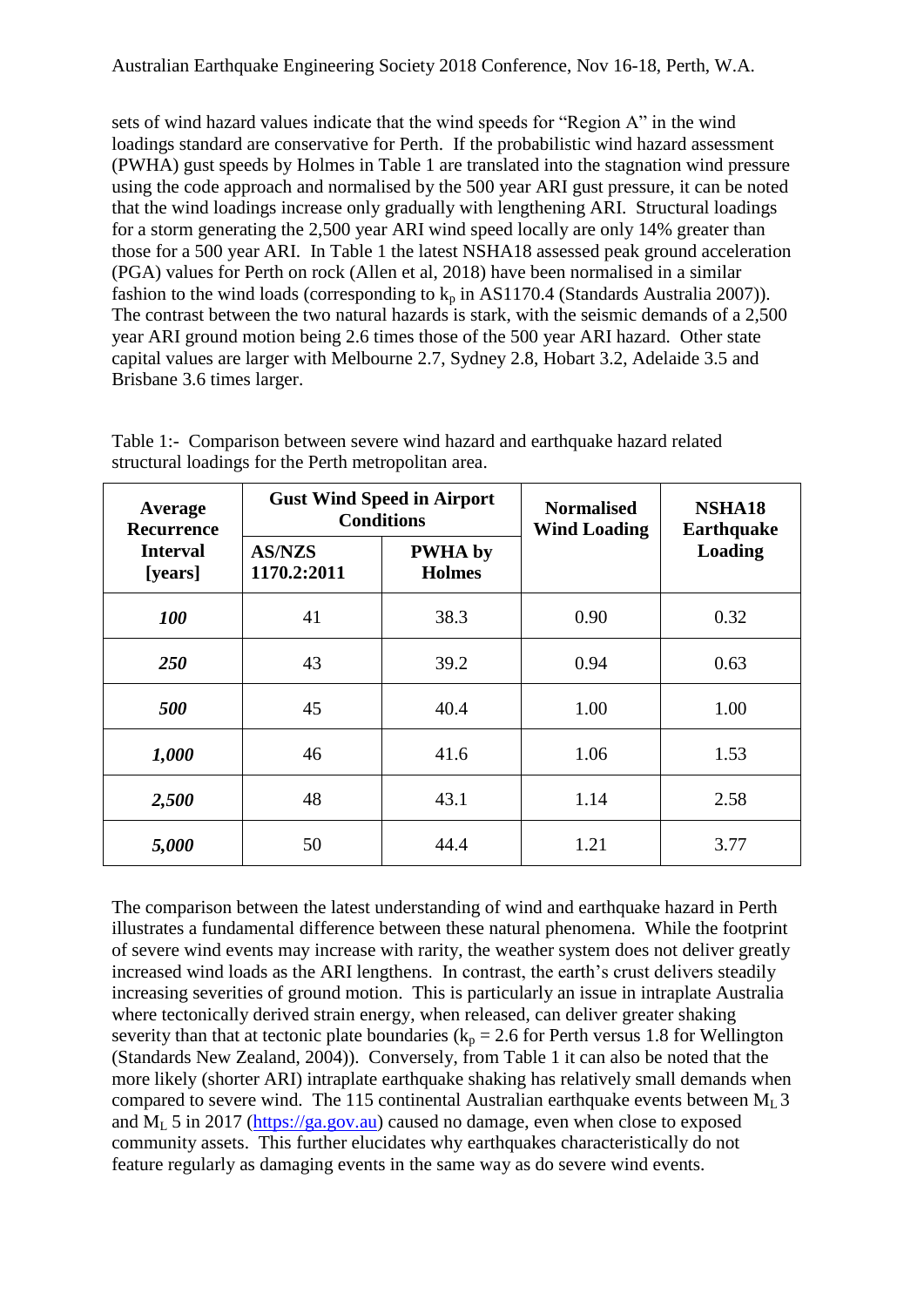sets of wind hazard values indicate that the wind speeds for "Region A" in the wind loadings standard are conservative for Perth. If the probabilistic wind hazard assessment (PWHA) gust speeds by Holmes in Table 1 are translated into the stagnation wind pressure using the code approach and normalised by the 500 year ARI gust pressure, it can be noted that the wind loadings increase only gradually with lengthening ARI. Structural loadings for a storm generating the 2,500 year ARI wind speed locally are only 14% greater than those for a 500 year ARI. In Table 1 the latest NSHA18 assessed peak ground acceleration (PGA) values for Perth on rock (Allen et al, 2018) have been normalised in a similar fashion to the wind loads (corresponding to $k_p$ in AS1170.4 (Standards Australia 2007)). The contrast between the two natural hazards is stark, with the seismic demands of a 2,500 year ARI ground motion being 2.6 times those of the 500 year ARI hazard. Other state capital values are larger with Melbourne 2.7, Sydney 2.8, Hobart 3.2, Adelaide 3.5 and Brisbane 3.6 times larger.

Table 1:- Comparison between severe wind hazard and earthquake hazard related structural loadings for the Perth metropolitan area.

| Average Recurrence Interval [years] | Gust Wind Speed in Airport Conditions | | Normalised Wind Loading | NSHA18 Earthquake Loading |
|---|---|---|---|---|
| | AS/NZS 1170.2:2011 | PWHA by Holmes | | |
| ***100*** | 41 | 38.3 | 0.90 | 0.32 |
| ***250*** | 43 | 39.2 | 0.94 | 0.63 |
| ***500*** | 45 | 40.4 | 1.00 | 1.00 |
| ***1,000*** | 46 | 41.6 | 1.06 | 1.53 |
| ***2,500*** | 48 | 43.1 | 1.14 | 2.58 |
| ***5,000*** | 50 | 44.4 | 1.21 | 3.77 |

The comparison between the latest understanding of wind and earthquake hazard in Perth illustrates a fundamental difference between these natural phenomena. While the footprint of severe wind events may increase with rarity, the weather system does not deliver greatly increased wind loads as the ARI lengthens. In contrast, the earth's crust delivers steadily increasing severities of ground motion. This is particularly an issue in intraplate Australia where tectonically derived strain energy, when released, can deliver greater shaking severity than that at tectonic plate boundaries ($k_p$ = 2.6 for Perth versus 1.8 for Wellington (Standards New Zealand, 2004)). Conversely, from Table 1 it can also be noted that the more likely (shorter ARI) intraplate earthquake shaking has relatively small demands when compared to severe wind. The 115 continental Australian earthquake events between $M_L$ 3 and $M_L$ 5 in 2017 (https://ga.gov.au) caused no damage, even when close to exposed community assets. This further elucidates why earthquakes characteristically do not feature regularly as damaging events in the same way as do severe wind events.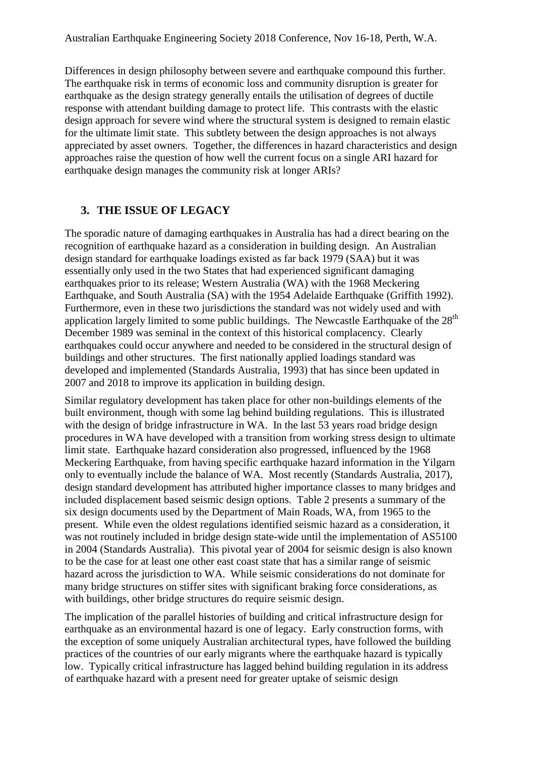Differences in design philosophy between severe and earthquake compound this further. The earthquake risk in terms of economic loss and community disruption is greater for earthquake as the design strategy generally entails the utilisation of degrees of ductile response with attendant building damage to protect life. This contrasts with the elastic design approach for severe wind where the structural system is designed to remain elastic for the ultimate limit state. This subtlety between the design approaches is not always appreciated by asset owners. Together, the differences in hazard characteristics and design approaches raise the question of how well the current focus on a single ARI hazard for earthquake design manages the community risk at longer ARIs?

## 3. THE ISSUE OF LEGACY

The sporadic nature of damaging earthquakes in Australia has had a direct bearing on the recognition of earthquake hazard as a consideration in building design. An Australian design standard for earthquake loadings existed as far back 1979 (SAA) but it was essentially only used in the two States that had experienced significant damaging earthquakes prior to its release; Western Australia (WA) with the 1968 Meckering Earthquake, and South Australia (SA) with the 1954 Adelaide Earthquake (Griffith 1992). Furthermore, even in these two jurisdictions the standard was not widely used and with application largely limited to some public buildings. The Newcastle Earthquake of the 28th December 1989 was seminal in the context of this historical complacency. Clearly earthquakes could occur anywhere and needed to be considered in the structural design of buildings and other structures. The first nationally applied loadings standard was developed and implemented (Standards Australia, 1993) that has since been updated in 2007 and 2018 to improve its application in building design.

Similar regulatory development has taken place for other non-buildings elements of the built environment, though with some lag behind building regulations. This is illustrated with the design of bridge infrastructure in WA. In the last 53 years road bridge design procedures in WA have developed with a transition from working stress design to ultimate limit state. Earthquake hazard consideration also progressed, influenced by the 1968 Meckering Earthquake, from having specific earthquake hazard information in the Yilgarn only to eventually include the balance of WA. Most recently (Standards Australia, 2017), design standard development has attributed higher importance classes to many bridges and included displacement based seismic design options. Table 2 presents a summary of the six design documents used by the Department of Main Roads, WA, from 1965 to the present. While even the oldest regulations identified seismic hazard as a consideration, it was not routinely included in bridge design state-wide until the implementation of AS5100 in 2004 (Standards Australia). This pivotal year of 2004 for seismic design is also known to be the case for at least one other east coast state that has a similar range of seismic hazard across the jurisdiction to WA. While seismic considerations do not dominate for many bridge structures on stiffer sites with significant braking force considerations, as with buildings, other bridge structures do require seismic design.

The implication of the parallel histories of building and critical infrastructure design for earthquake as an environmental hazard is one of legacy. Early construction forms, with the exception of some uniquely Australian architectural types, have followed the building practices of the countries of our early migrants where the earthquake hazard is typically low. Typically critical infrastructure has lagged behind building regulation in its address of earthquake hazard with a present need for greater uptake of seismic design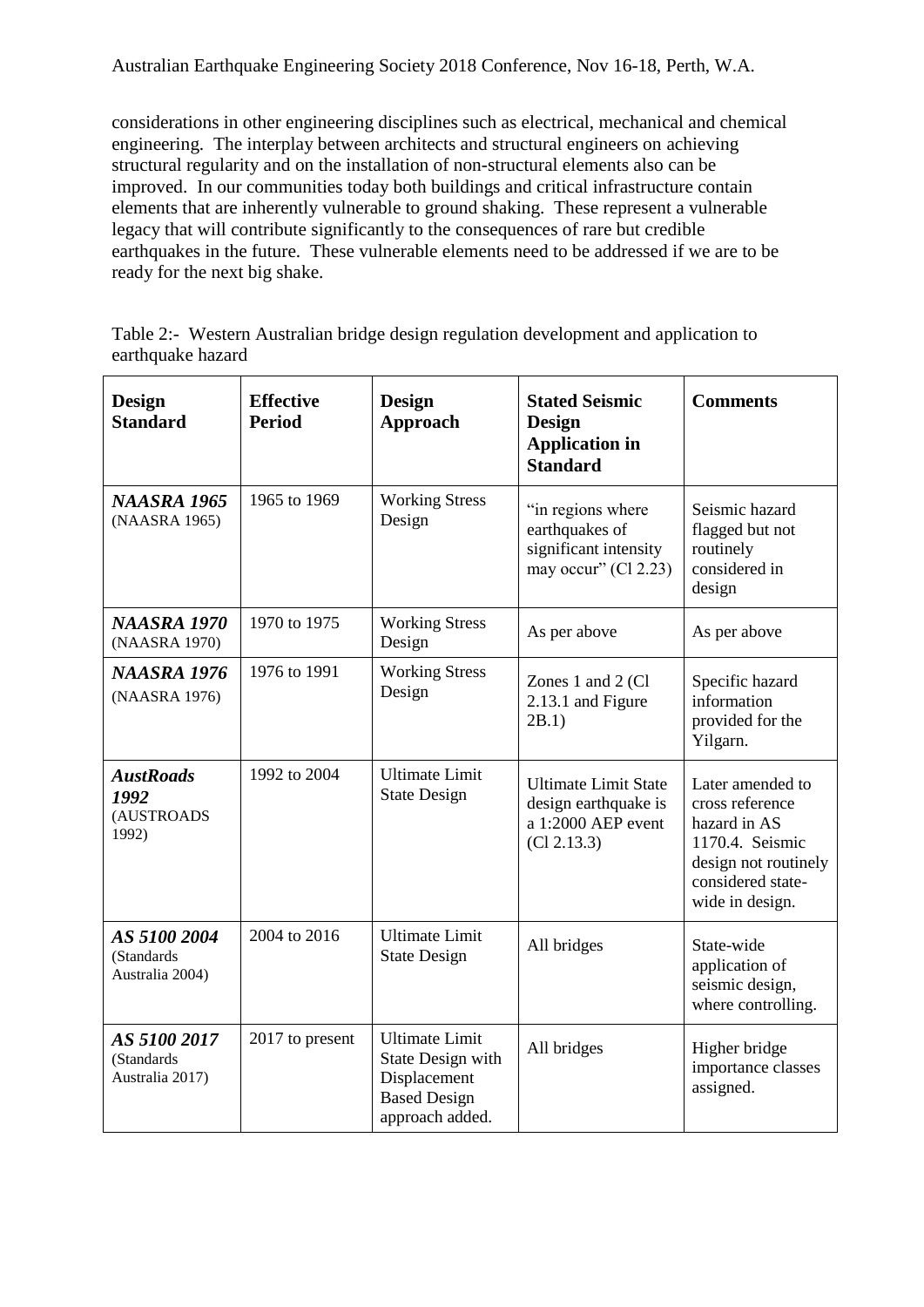considerations in other engineering disciplines such as electrical, mechanical and chemical engineering. The interplay between architects and structural engineers on achieving structural regularity and on the installation of non-structural elements also can be improved. In our communities today both buildings and critical infrastructure contain elements that are inherently vulnerable to ground shaking. These represent a vulnerable legacy that will contribute significantly to the consequences of rare but credible earthquakes in the future. These vulnerable elements need to be addressed if we are to be ready for the next big shake.

Table 2:- Western Australian bridge design regulation development and application to earthquake hazard

| Design Standard | Effective Period | Design Approach | Stated Seismic Design Application in Standard | Comments |
|---|---|---|---|---|
| ***NAASRA 1965*** (NAASRA 1965) | 1965 to 1969 | Working Stress Design | "in regions where earthquakes of significant intensity may occur" (Cl 2.23) | Seismic hazard flagged but not routinely considered in design |
| ***NAASRA 1970*** (NAASRA 1970) | 1970 to 1975 | Working Stress Design | As per above | As per above |
| ***NAASRA 1976*** (NAASRA 1976) | 1976 to 1991 | Working Stress Design | Zones 1 and 2 (Cl 2.13.1 and Figure 2B.1) | Specific hazard information provided for the Yilgarn. |
| ***AustRoads 1992*** (AUSTROADS 1992) | 1992 to 2004 | Ultimate Limit State Design | Ultimate Limit State design earthquake is a 1:2000 AEP event (Cl 2.13.3) | Later amended to cross reference hazard in AS 1170.4. Seismic design not routinely considered state-wide in design. |
| ***AS 5100 2004*** (Standards Australia 2004) | 2004 to 2016 | Ultimate Limit State Design | All bridges | State-wide application of seismic design, where controlling. |
| ***AS 5100 2017*** (Standards Australia 2017) | 2017 to present | Ultimate Limit State Design with Displacement Based Design approach added. | All bridges | Higher bridge importance classes assigned. |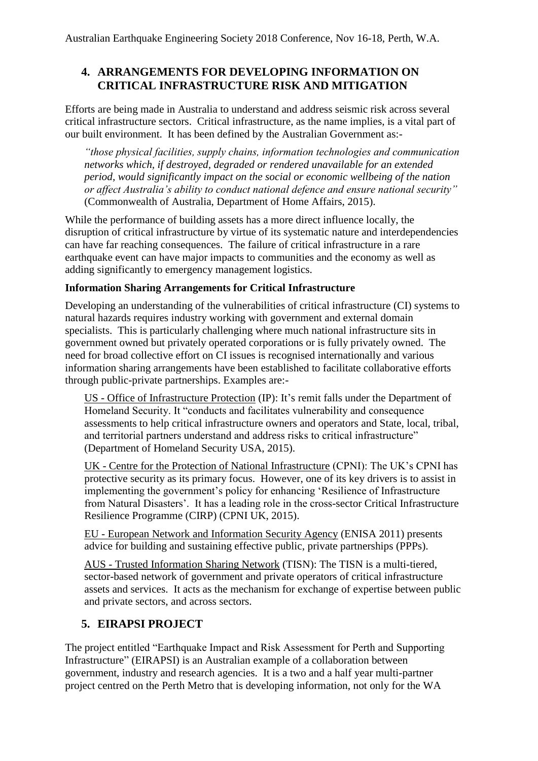## 4. ARRANGEMENTS FOR DEVELOPING INFORMATION ON CRITICAL INFRASTRUCTURE RISK AND MITIGATION

Efforts are being made in Australia to understand and address seismic risk across several critical infrastructure sectors. Critical infrastructure, as the name implies, is a vital part of our built environment. It has been defined by the Australian Government as:-

> *"those physical facilities, supply chains, information technologies and communication networks which, if destroyed, degraded or rendered unavailable for an extended period, would significantly impact on the social or economic wellbeing of the nation or affect Australia's ability to conduct national defence and ensure national security"* (Commonwealth of Australia, Department of Home Affairs, 2015).

While the performance of building assets has a more direct influence locally, the disruption of critical infrastructure by virtue of its systematic nature and interdependencies can have far reaching consequences. The failure of critical infrastructure in a rare earthquake event can have major impacts to communities and the economy as well as adding significantly to emergency management logistics.

**Information Sharing Arrangements for Critical Infrastructure**

Developing an understanding of the vulnerabilities of critical infrastructure (CI) systems to natural hazards requires industry working with government and external domain specialists. This is particularly challenging where much national infrastructure sits in government owned but privately operated corporations or is fully privately owned. The need for broad collective effort on CI issues is recognised internationally and various information sharing arrangements have been established to facilitate collaborative efforts through public-private partnerships. Examples are:-

US - Office of Infrastructure Protection (IP): It's remit falls under the Department of Homeland Security. It "conducts and facilitates vulnerability and consequence assessments to help critical infrastructure owners and operators and State, local, tribal, and territorial partners understand and address risks to critical infrastructure" (Department of Homeland Security USA, 2015).

UK - Centre for the Protection of National Infrastructure (CPNI): The UK's CPNI has protective security as its primary focus. However, one of its key drivers is to assist in implementing the government's policy for enhancing 'Resilience of Infrastructure from Natural Disasters'. It has a leading role in the cross-sector Critical Infrastructure Resilience Programme (CIRP) (CPNI UK, 2015).

EU - European Network and Information Security Agency (ENISA 2011) presents advice for building and sustaining effective public, private partnerships (PPPs).

AUS - Trusted Information Sharing Network (TISN): The TISN is a multi-tiered, sector-based network of government and private operators of critical infrastructure assets and services. It acts as the mechanism for exchange of expertise between public and private sectors, and across sectors.

## 5. EIRAPSI PROJECT

The project entitled "Earthquake Impact and Risk Assessment for Perth and Supporting Infrastructure" (EIRAPSI) is an Australian example of a collaboration between government, industry and research agencies. It is a two and a half year multi-partner project centred on the Perth Metro that is developing information, not only for the WA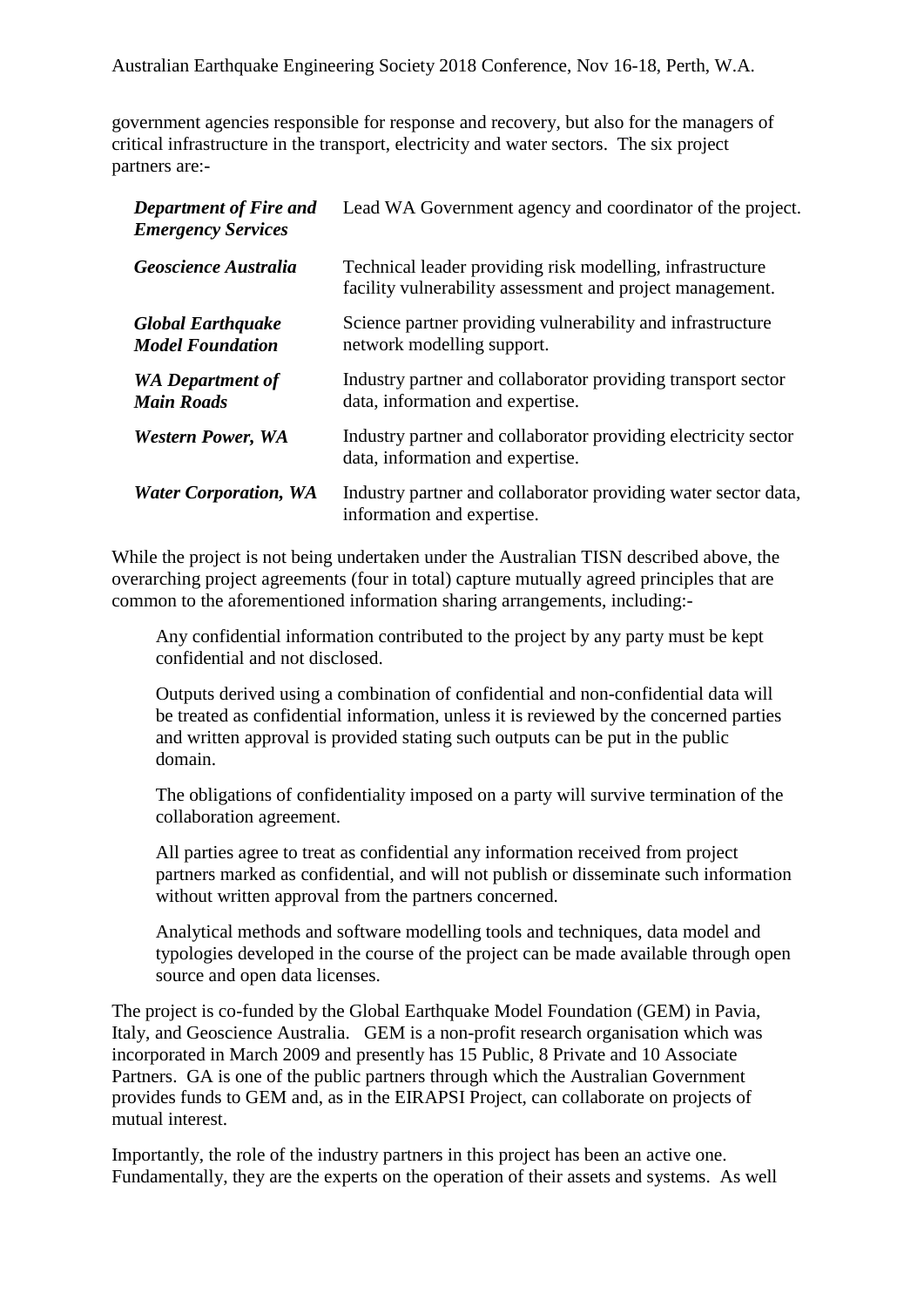government agencies responsible for response and recovery, but also for the managers of critical infrastructure in the transport, electricity and water sectors. The six project partners are:-

| | |
|---|---|
| ***Department of Fire and Emergency Services*** | Lead WA Government agency and coordinator of the project. |
| ***Geoscience Australia*** | Technical leader providing risk modelling, infrastructure facility vulnerability assessment and project management. |
| ***Global Earthquake Model Foundation*** | Science partner providing vulnerability and infrastructure network modelling support. |
| ***WA Department of Main Roads*** | Industry partner and collaborator providing transport sector data, information and expertise. |
| ***Western Power, WA*** | Industry partner and collaborator providing electricity sector data, information and expertise. |
| ***Water Corporation, WA*** | Industry partner and collaborator providing water sector data, information and expertise. |

While the project is not being undertaken under the Australian TISN described above, the overarching project agreements (four in total) capture mutually agreed principles that are common to the aforementioned information sharing arrangements, including:-

> Any confidential information contributed to the project by any party must be kept confidential and not disclosed.
>
> Outputs derived using a combination of confidential and non-confidential data will be treated as confidential information, unless it is reviewed by the concerned parties and written approval is provided stating such outputs can be put in the public domain.
>
> The obligations of confidentiality imposed on a party will survive termination of the collaboration agreement.
>
> All parties agree to treat as confidential any information received from project partners marked as confidential, and will not publish or disseminate such information without written approval from the partners concerned.
>
> Analytical methods and software modelling tools and techniques, data model and typologies developed in the course of the project can be made available through open source and open data licenses.

The project is co-funded by the Global Earthquake Model Foundation (GEM) in Pavia, Italy, and Geoscience Australia. GEM is a non-profit research organisation which was incorporated in March 2009 and presently has 15 Public, 8 Private and 10 Associate Partners. GA is one of the public partners through which the Australian Government provides funds to GEM and, as in the EIRAPSI Project, can collaborate on projects of mutual interest.

Importantly, the role of the industry partners in this project has been an active one. Fundamentally, they are the experts on the operation of their assets and systems. As well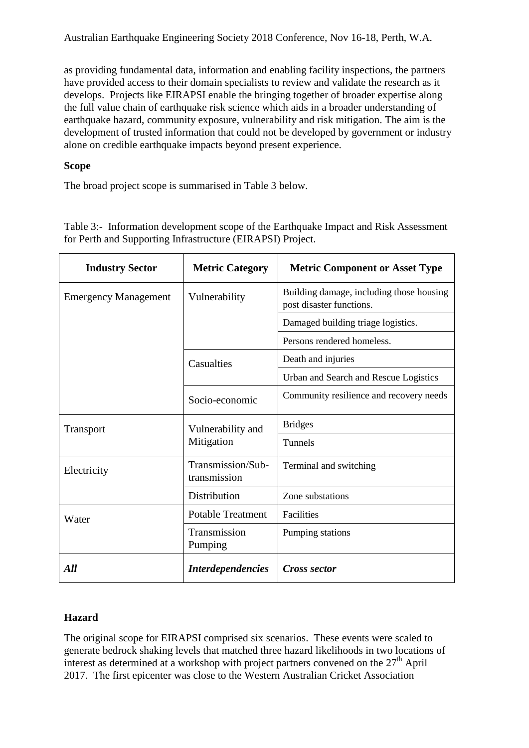as providing fundamental data, information and enabling facility inspections, the partners have provided access to their domain specialists to review and validate the research as it develops. Projects like EIRAPSI enable the bringing together of broader expertise along the full value chain of earthquake risk science which aids in a broader understanding of earthquake hazard, community exposure, vulnerability and risk mitigation. The aim is the development of trusted information that could not be developed by government or industry alone on credible earthquake impacts beyond present experience.

**Scope**

The broad project scope is summarised in Table 3 below.

Table 3:- Information development scope of the Earthquake Impact and Risk Assessment for Perth and Supporting Infrastructure (EIRAPSI) Project.

| Industry Sector | Metric Category | Metric Component or Asset Type |
|---|---|---|
| Emergency Management | Vulnerability | Building damage, including those housing post disaster functions. |
| | | Damaged building triage logistics. |
| | | Persons rendered homeless. |
| | Casualties | Death and injuries |
| | | Urban and Search and Rescue Logistics |
| | Socio-economic | Community resilience and recovery needs |
| Transport | Vulnerability and Mitigation | Bridges |
| | | Tunnels |
| Electricity | Transmission/Sub-transmission | Terminal and switching |
| | Distribution | Zone substations |
| Water | Potable Treatment | Facilities |
| | Transmission Pumping | Pumping stations |
| ***All*** | ***Interdependencies*** | ***Cross sector*** |

**Hazard**

The original scope for EIRAPSI comprised six scenarios. These events were scaled to generate bedrock shaking levels that matched three hazard likelihoods in two locations of interest as determined at a workshop with project partners convened on the 27th April 2017. The first epicenter was close to the Western Australian Cricket Association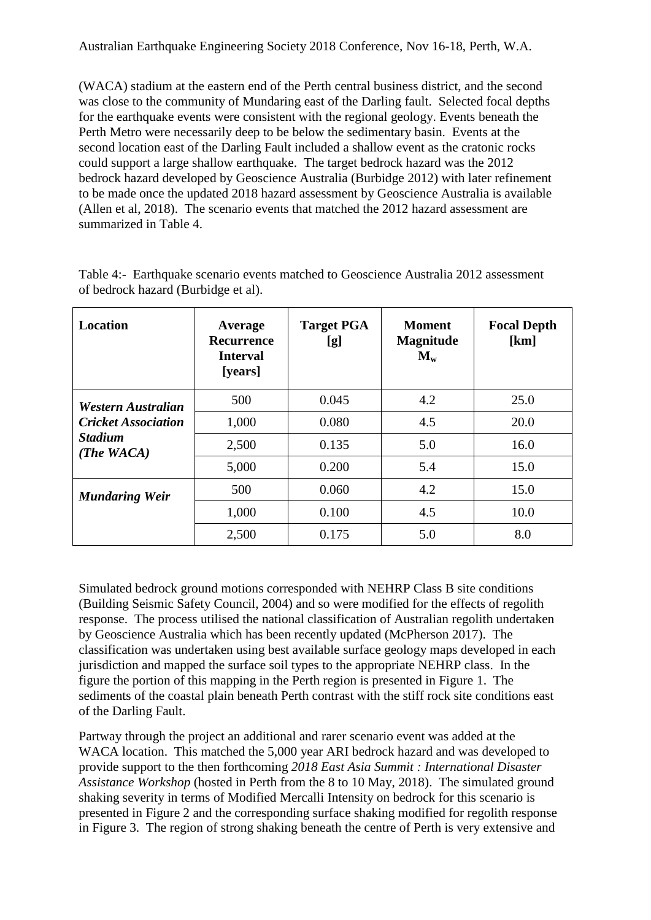(WACA) stadium at the eastern end of the Perth central business district, and the second was close to the community of Mundaring east of the Darling fault. Selected focal depths for the earthquake events were consistent with the regional geology. Events beneath the Perth Metro were necessarily deep to be below the sedimentary basin. Events at the second location east of the Darling Fault included a shallow event as the cratonic rocks could support a large shallow earthquake. The target bedrock hazard was the 2012 bedrock hazard developed by Geoscience Australia (Burbidge 2012) with later refinement to be made once the updated 2018 hazard assessment by Geoscience Australia is available (Allen et al, 2018). The scenario events that matched the 2012 hazard assessment are summarized in Table 4.

Table 4:- Earthquake scenario events matched to Geoscience Australia 2012 assessment of bedrock hazard (Burbidge et al).

| **Location** | **Average Recurrence Interval [years]** | **Target PGA [g]** | **Moment Magnitude $M_w$** | **Focal Depth [km]** |
|---|---|---|---|---|
| ***Western Australian Cricket Association Stadium (The WACA)*** | 500 | 0.045 | 4.2 | 25.0 |
| | 1,000 | 0.080 | 4.5 | 20.0 |
| | 2,500 | 0.135 | 5.0 | 16.0 |
| | 5,000 | 0.200 | 5.4 | 15.0 |
| ***Mundaring Weir*** | 500 | 0.060 | 4.2 | 15.0 |
| | 1,000 | 0.100 | 4.5 | 10.0 |
| | 2,500 | 0.175 | 5.0 | 8.0 |

Simulated bedrock ground motions corresponded with NEHRP Class B site conditions (Building Seismic Safety Council, 2004) and so were modified for the effects of regolith response. The process utilised the national classification of Australian regolith undertaken by Geoscience Australia which has been recently updated (McPherson 2017). The classification was undertaken using best available surface geology maps developed in each jurisdiction and mapped the surface soil types to the appropriate NEHRP class. In the figure the portion of this mapping in the Perth region is presented in Figure 1. The sediments of the coastal plain beneath Perth contrast with the stiff rock site conditions east of the Darling Fault.

Partway through the project an additional and rarer scenario event was added at the WACA location. This matched the 5,000 year ARI bedrock hazard and was developed to provide support to the then forthcoming *2018 East Asia Summit : International Disaster Assistance Workshop* (hosted in Perth from the 8 to 10 May, 2018). The simulated ground shaking severity in terms of Modified Mercalli Intensity on bedrock for this scenario is presented in Figure 2 and the corresponding surface shaking modified for regolith response in Figure 3. The region of strong shaking beneath the centre of Perth is very extensive and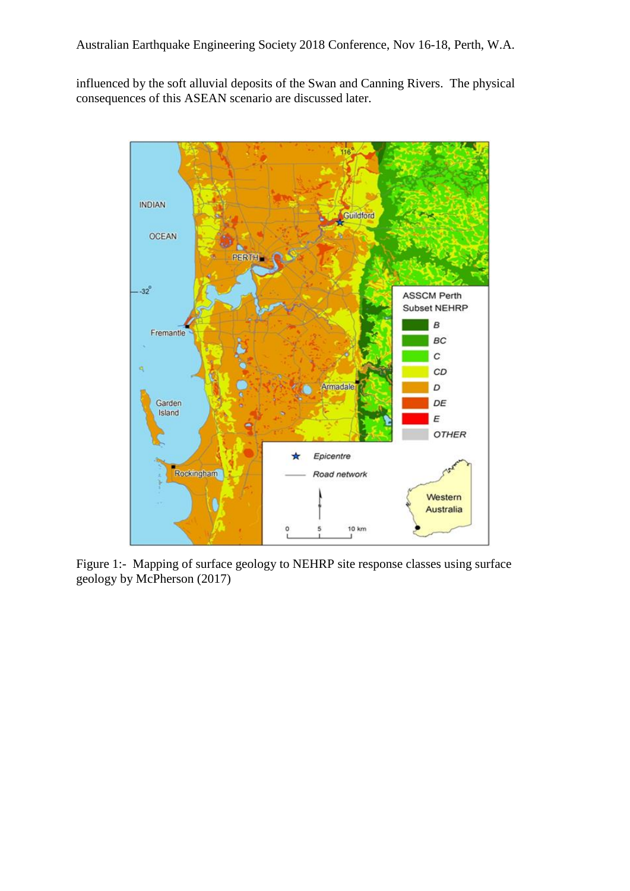influenced by the soft alluvial deposits of the Swan and Canning Rivers. The physical consequences of this ASEAN scenario are discussed later.

Figure 1:- Mapping of surface geology to NEHRP site response classes using surface geology by McPherson (2017)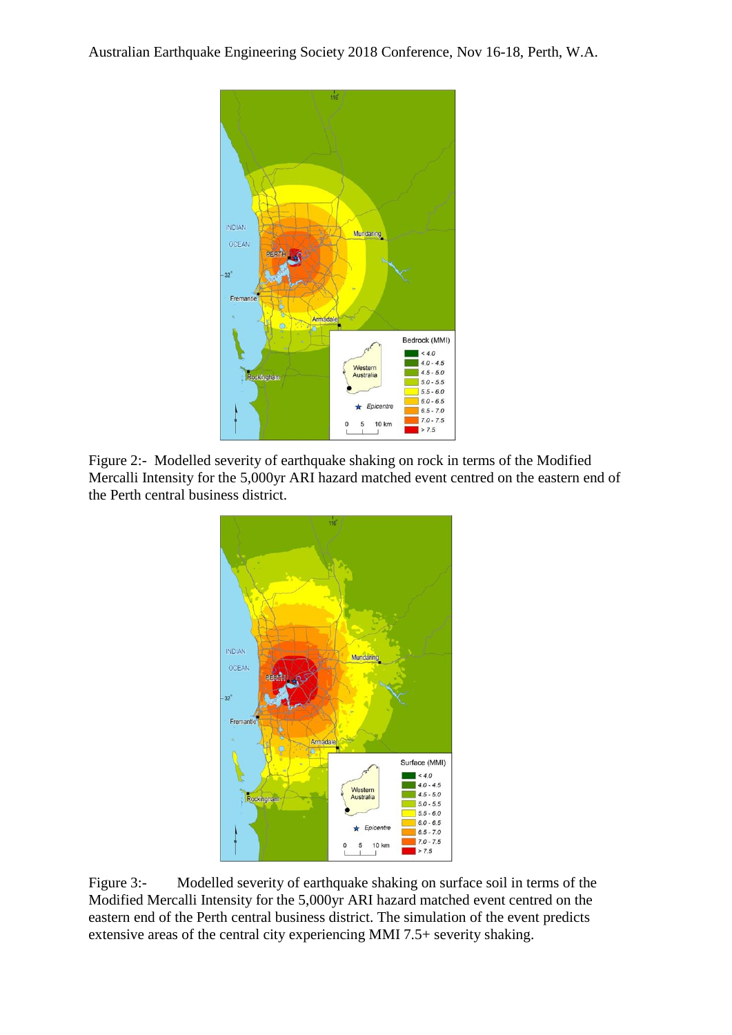Figure 2:- Modelled severity of earthquake shaking on rock in terms of the Modified Mercalli Intensity for the 5,000yr ARI hazard matched event centred on the eastern end of the Perth central business district.

Figure 3:- Modelled severity of earthquake shaking on surface soil in terms of the Modified Mercalli Intensity for the 5,000yr ARI hazard matched event centred on the eastern end of the Perth central business district. The simulation of the event predicts extensive areas of the central city experiencing MMI 7.5+ severity shaking.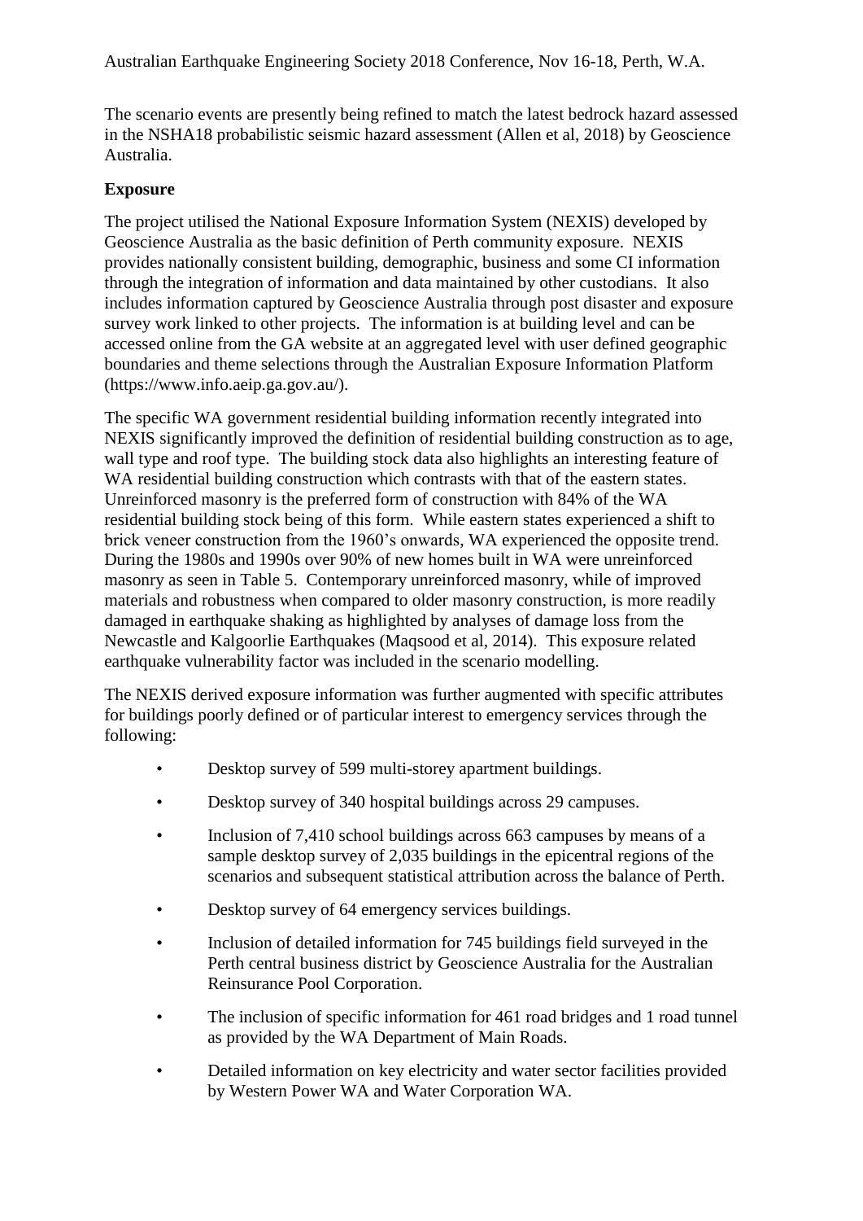The scenario events are presently being refined to match the latest bedrock hazard assessed in the NSHA18 probabilistic seismic hazard assessment (Allen et al, 2018) by Geoscience Australia.

**Exposure**

The project utilised the National Exposure Information System (NEXIS) developed by Geoscience Australia as the basic definition of Perth community exposure. NEXIS provides nationally consistent building, demographic, business and some CI information through the integration of information and data maintained by other custodians. It also includes information captured by Geoscience Australia through post disaster and exposure survey work linked to other projects. The information is at building level and can be accessed online from the GA website at an aggregated level with user defined geographic boundaries and theme selections through the Australian Exposure Information Platform (https://www.info.aeip.ga.gov.au/).

The specific WA government residential building information recently integrated into NEXIS significantly improved the definition of residential building construction as to age, wall type and roof type. The building stock data also highlights an interesting feature of WA residential building construction which contrasts with that of the eastern states. Unreinforced masonry is the preferred form of construction with 84% of the WA residential building stock being of this form. While eastern states experienced a shift to brick veneer construction from the 1960's onwards, WA experienced the opposite trend. During the 1980s and 1990s over 90% of new homes built in WA were unreinforced masonry as seen in Table 5. Contemporary unreinforced masonry, while of improved materials and robustness when compared to older masonry construction, is more readily damaged in earthquake shaking as highlighted by analyses of damage loss from the Newcastle and Kalgoorlie Earthquakes (Maqsood et al, 2014). This exposure related earthquake vulnerability factor was included in the scenario modelling.

The NEXIS derived exposure information was further augmented with specific attributes for buildings poorly defined or of particular interest to emergency services through the following:

- Desktop survey of 599 multi-storey apartment buildings.
- Desktop survey of 340 hospital buildings across 29 campuses.
- Inclusion of 7,410 school buildings across 663 campuses by means of a sample desktop survey of 2,035 buildings in the epicentral regions of the scenarios and subsequent statistical attribution across the balance of Perth.
- Desktop survey of 64 emergency services buildings.
- Inclusion of detailed information for 745 buildings field surveyed in the Perth central business district by Geoscience Australia for the Australian Reinsurance Pool Corporation.
- The inclusion of specific information for 461 road bridges and 1 road tunnel as provided by the WA Department of Main Roads.
- Detailed information on key electricity and water sector facilities provided by Western Power WA and Water Corporation WA.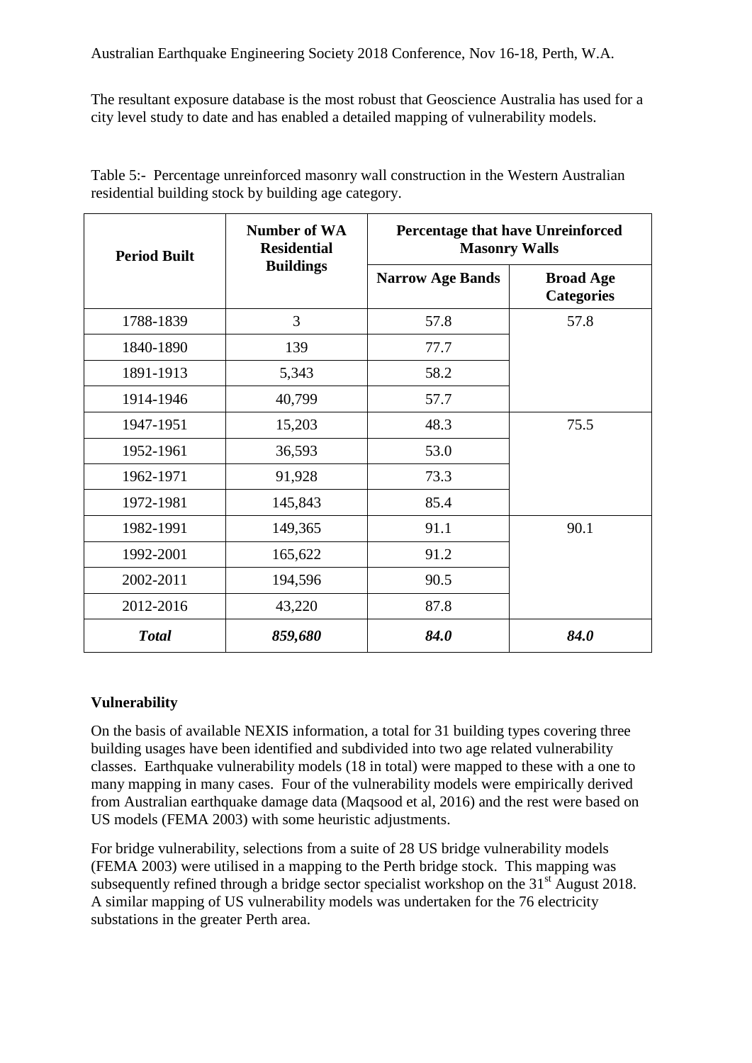The resultant exposure database is the most robust that Geoscience Australia has used for a city level study to date and has enabled a detailed mapping of vulnerability models.

Table 5:- Percentage unreinforced masonry wall construction in the Western Australian residential building stock by building age category.

| Period Built | Number of WA Residential Buildings | Percentage that have Unreinforced Masonry Walls | |
|---|---|---|---|
| | | Narrow Age Bands | Broad Age Categories |
| 1788-1839 | 3 | 57.8 | 57.8 |
| 1840-1890 | 139 | 77.7 | |
| 1891-1913 | 5,343 | 58.2 | |
| 1914-1946 | 40,799 | 57.7 | |
| 1947-1951 | 15,203 | 48.3 | 75.5 |
| 1952-1961 | 36,593 | 53.0 | |
| 1962-1971 | 91,928 | 73.3 | |
| 1972-1981 | 145,843 | 85.4 | |
| 1982-1991 | 149,365 | 91.1 | 90.1 |
| 1992-2001 | 165,622 | 91.2 | |
| 2002-2011 | 194,596 | 90.5 | |
| 2012-2016 | 43,220 | 87.8 | |
| ***Total*** | ***859,680*** | ***84.0*** | ***84.0*** |

**Vulnerability**

On the basis of available NEXIS information, a total for 31 building types covering three building usages have been identified and subdivided into two age related vulnerability classes. Earthquake vulnerability models (18 in total) were mapped to these with a one to many mapping in many cases. Four of the vulnerability models were empirically derived from Australian earthquake damage data (Maqsood et al, 2016) and the rest were based on US models (FEMA 2003) with some heuristic adjustments.

For bridge vulnerability, selections from a suite of 28 US bridge vulnerability models (FEMA 2003) were utilised in a mapping to the Perth bridge stock. This mapping was subsequently refined through a bridge sector specialist workshop on the 31st August 2018. A similar mapping of US vulnerability models was undertaken for the 76 electricity substations in the greater Perth area.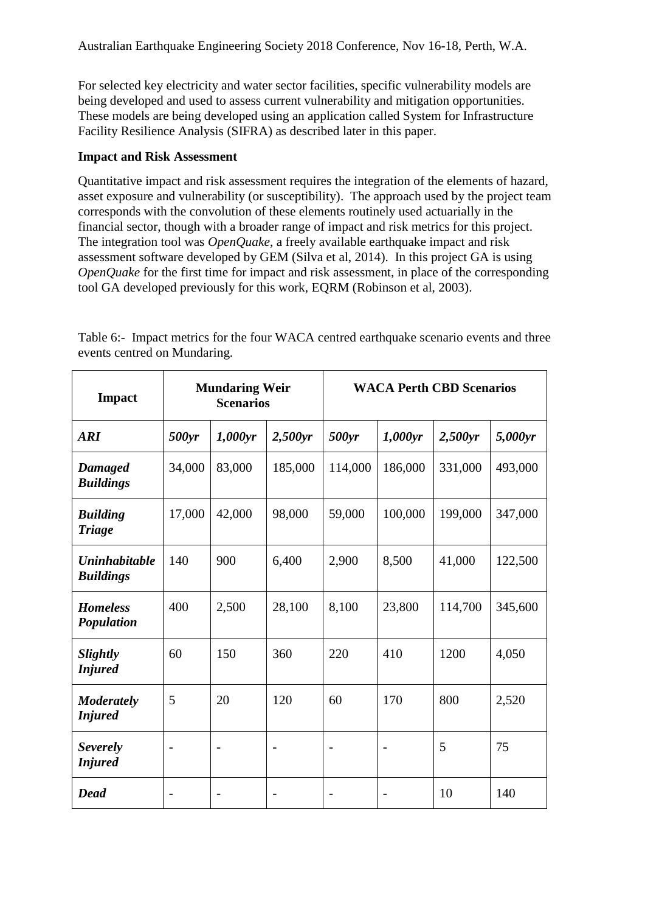For selected key electricity and water sector facilities, specific vulnerability models are being developed and used to assess current vulnerability and mitigation opportunities. These models are being developed using an application called System for Infrastructure Facility Resilience Analysis (SIFRA) as described later in this paper.

**Impact and Risk Assessment**

Quantitative impact and risk assessment requires the integration of the elements of hazard, asset exposure and vulnerability (or susceptibility). The approach used by the project team corresponds with the convolution of these elements routinely used actuarially in the financial sector, though with a broader range of impact and risk metrics for this project. The integration tool was *OpenQuake*, a freely available earthquake impact and risk assessment software developed by GEM (Silva et al, 2014). In this project GA is using *OpenQuake* for the first time for impact and risk assessment, in place of the corresponding tool GA developed previously for this work, EQRM (Robinson et al, 2003).

Table 6:- Impact metrics for the four WACA centred earthquake scenario events and three events centred on Mundaring.

| Impact | Mundaring Weir Scenarios | | | WACA Perth CBD Scenarios | | | |
|---|---|---|---|---|---|---|---|
| ***ARI*** | ***500yr*** | ***1,000yr*** | ***2,500yr*** | ***500yr*** | ***1,000yr*** | ***2,500yr*** | ***5,000yr*** |
| ***Damaged Buildings*** | 34,000 | 83,000 | 185,000 | 114,000 | 186,000 | 331,000 | 493,000 |
| ***Building Triage*** | 17,000 | 42,000 | 98,000 | 59,000 | 100,000 | 199,000 | 347,000 |
| ***Uninhabitable Buildings*** | 140 | 900 | 6,400 | 2,900 | 8,500 | 41,000 | 122,500 |
| ***Homeless Population*** | 400 | 2,500 | 28,100 | 8,100 | 23,800 | 114,700 | 345,600 |
| ***Slightly Injured*** | 60 | 150 | 360 | 220 | 410 | 1200 | 4,050 |
| ***Moderately Injured*** | 5 | 20 | 120 | 60 | 170 | 800 | 2,520 |
| ***Severely Injured*** | - | - | - | - | - | 5 | 75 |
| ***Dead*** | - | - | - | - | - | 10 | 140 |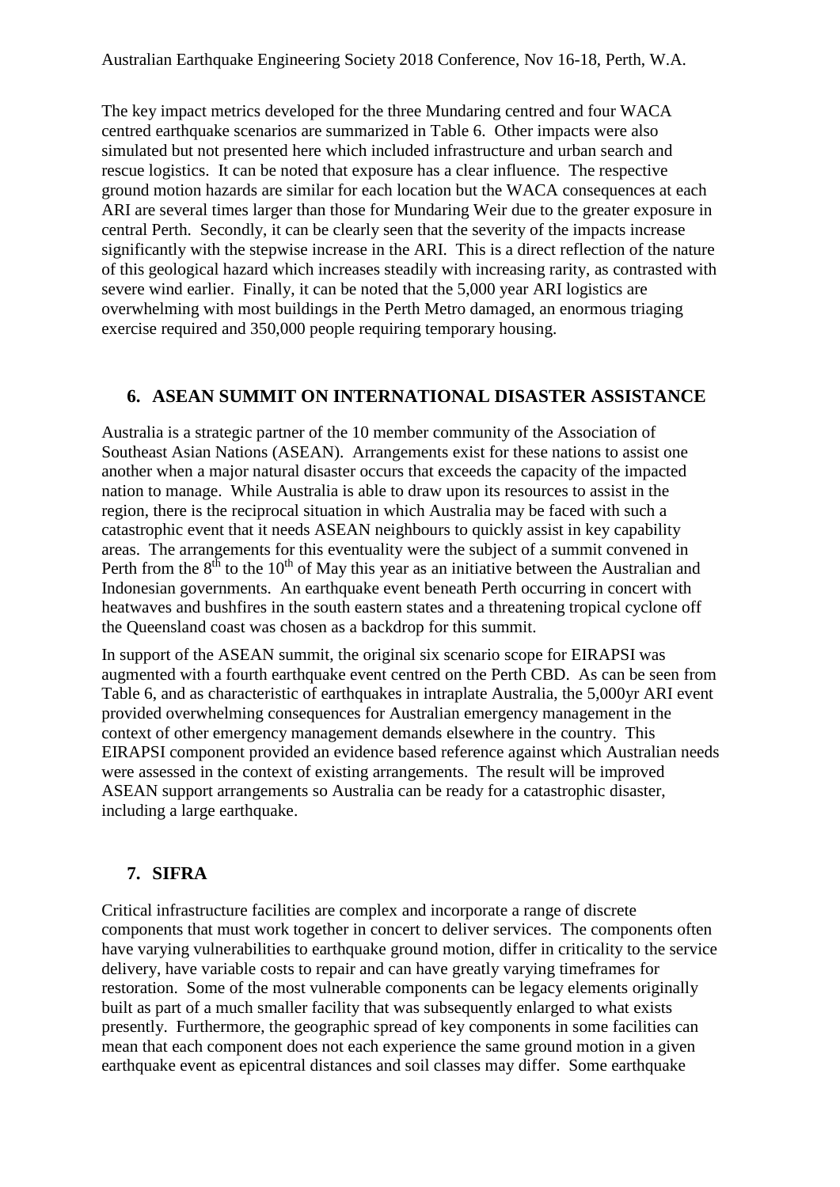The key impact metrics developed for the three Mundaring centred and four WACA centred earthquake scenarios are summarized in Table 6. Other impacts were also simulated but not presented here which included infrastructure and urban search and rescue logistics. It can be noted that exposure has a clear influence. The respective ground motion hazards are similar for each location but the WACA consequences at each ARI are several times larger than those for Mundaring Weir due to the greater exposure in central Perth. Secondly, it can be clearly seen that the severity of the impacts increase significantly with the stepwise increase in the ARI. This is a direct reflection of the nature of this geological hazard which increases steadily with increasing rarity, as contrasted with severe wind earlier. Finally, it can be noted that the 5,000 year ARI logistics are overwhelming with most buildings in the Perth Metro damaged, an enormous triaging exercise required and 350,000 people requiring temporary housing.

## 6. ASEAN SUMMIT ON INTERNATIONAL DISASTER ASSISTANCE

Australia is a strategic partner of the 10 member community of the Association of Southeast Asian Nations (ASEAN). Arrangements exist for these nations to assist one another when a major natural disaster occurs that exceeds the capacity of the impacted nation to manage. While Australia is able to draw upon its resources to assist in the region, there is the reciprocal situation in which Australia may be faced with such a catastrophic event that it needs ASEAN neighbours to quickly assist in key capability areas. The arrangements for this eventuality were the subject of a summit convened in Perth from the 8th to the 10th of May this year as an initiative between the Australian and Indonesian governments. An earthquake event beneath Perth occurring in concert with heatwaves and bushfires in the south eastern states and a threatening tropical cyclone off the Queensland coast was chosen as a backdrop for this summit.

In support of the ASEAN summit, the original six scenario scope for EIRAPSI was augmented with a fourth earthquake event centred on the Perth CBD. As can be seen from Table 6, and as characteristic of earthquakes in intraplate Australia, the 5,000yr ARI event provided overwhelming consequences for Australian emergency management in the context of other emergency management demands elsewhere in the country. This EIRAPSI component provided an evidence based reference against which Australian needs were assessed in the context of existing arrangements. The result will be improved ASEAN support arrangements so Australia can be ready for a catastrophic disaster, including a large earthquake.

## 7. SIFRA

Critical infrastructure facilities are complex and incorporate a range of discrete components that must work together in concert to deliver services. The components often have varying vulnerabilities to earthquake ground motion, differ in criticality to the service delivery, have variable costs to repair and can have greatly varying timeframes for restoration. Some of the most vulnerable components can be legacy elements originally built as part of a much smaller facility that was subsequently enlarged to what exists presently. Furthermore, the geographic spread of key components in some facilities can mean that each component does not each experience the same ground motion in a given earthquake event as epicentral distances and soil classes may differ. Some earthquake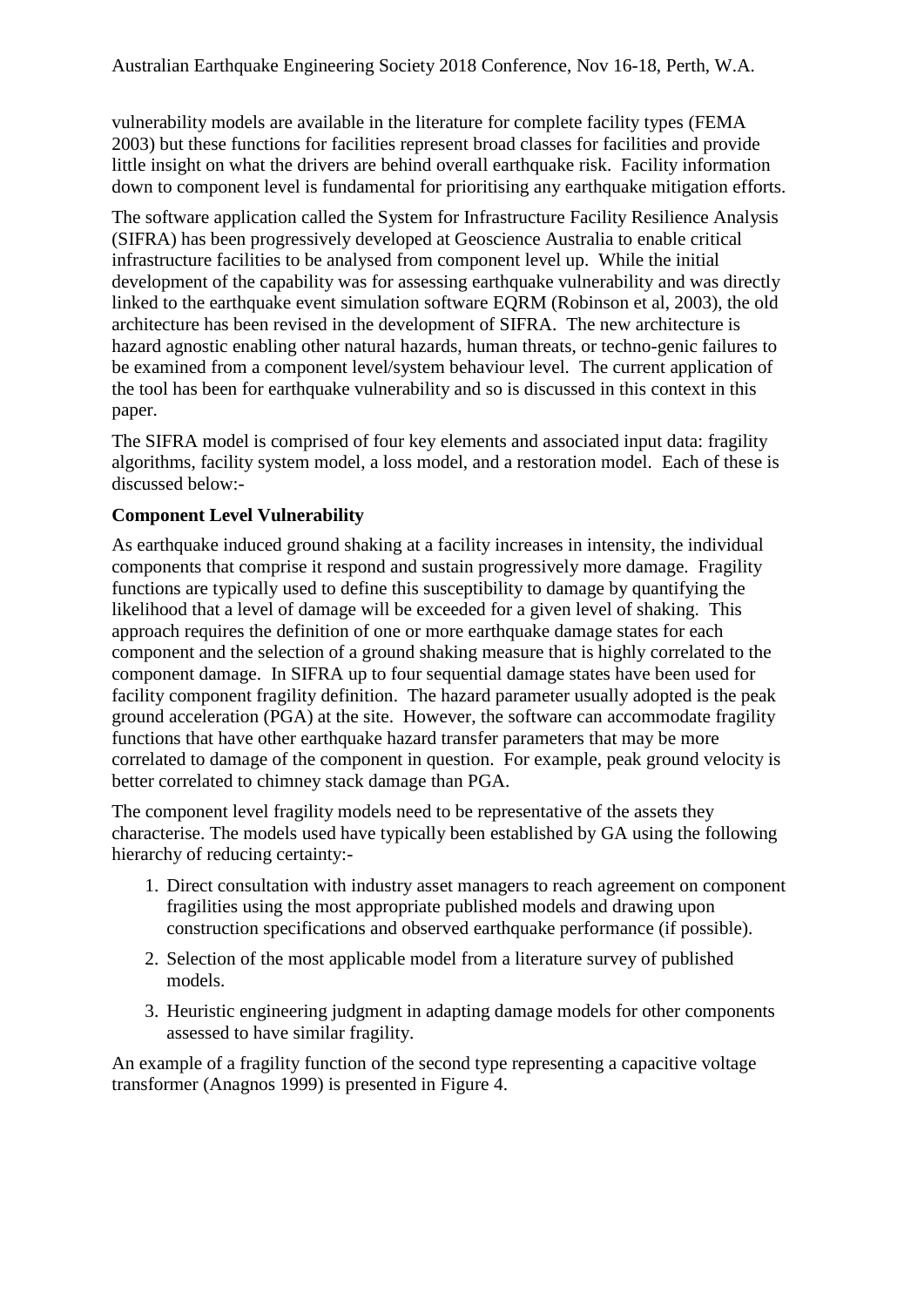vulnerability models are available in the literature for complete facility types (FEMA 2003) but these functions for facilities represent broad classes for facilities and provide little insight on what the drivers are behind overall earthquake risk. Facility information down to component level is fundamental for prioritising any earthquake mitigation efforts.

The software application called the System for Infrastructure Facility Resilience Analysis (SIFRA) has been progressively developed at Geoscience Australia to enable critical infrastructure facilities to be analysed from component level up. While the initial development of the capability was for assessing earthquake vulnerability and was directly linked to the earthquake event simulation software EQRM (Robinson et al, 2003), the old architecture has been revised in the development of SIFRA. The new architecture is hazard agnostic enabling other natural hazards, human threats, or techno-genic failures to be examined from a component level/system behaviour level. The current application of the tool has been for earthquake vulnerability and so is discussed in this context in this paper.

The SIFRA model is comprised of four key elements and associated input data: fragility algorithms, facility system model, a loss model, and a restoration model. Each of these is discussed below:-

**Component Level Vulnerability**

As earthquake induced ground shaking at a facility increases in intensity, the individual components that comprise it respond and sustain progressively more damage. Fragility functions are typically used to define this susceptibility to damage by quantifying the likelihood that a level of damage will be exceeded for a given level of shaking. This approach requires the definition of one or more earthquake damage states for each component and the selection of a ground shaking measure that is highly correlated to the component damage. In SIFRA up to four sequential damage states have been used for facility component fragility definition. The hazard parameter usually adopted is the peak ground acceleration (PGA) at the site. However, the software can accommodate fragility functions that have other earthquake hazard transfer parameters that may be more correlated to damage of the component in question. For example, peak ground velocity is better correlated to chimney stack damage than PGA.

The component level fragility models need to be representative of the assets they characterise. The models used have typically been established by GA using the following hierarchy of reducing certainty:-

1. Direct consultation with industry asset managers to reach agreement on component fragilities using the most appropriate published models and drawing upon construction specifications and observed earthquake performance (if possible).
2. Selection of the most applicable model from a literature survey of published models.
3. Heuristic engineering judgment in adapting damage models for other components assessed to have similar fragility.

An example of a fragility function of the second type representing a capacitive voltage transformer (Anagnos 1999) is presented in Figure 4.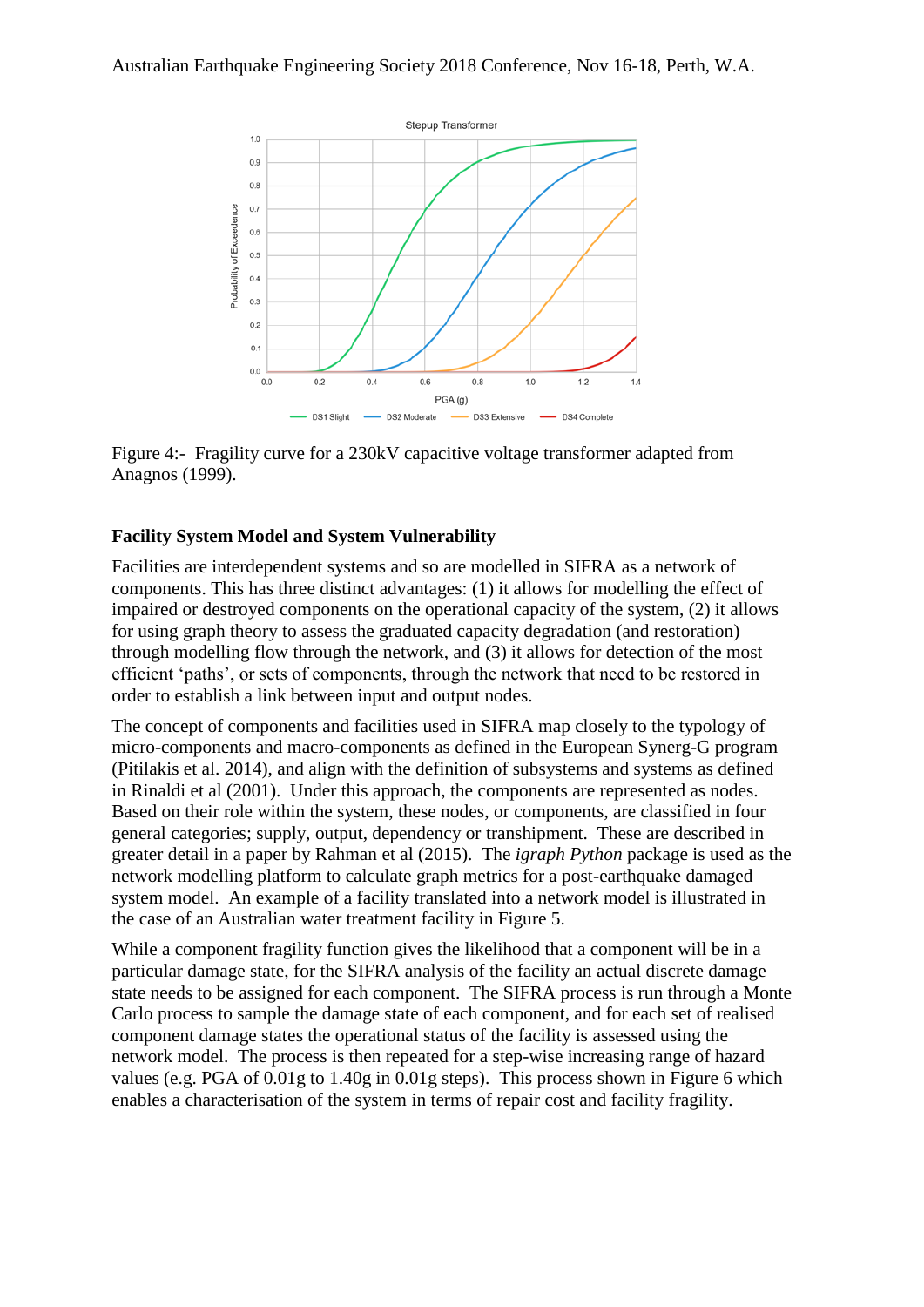Figure 4:- Fragility curve for a 230kV capacitive voltage transformer adapted from Anagnos (1999).

**Facility System Model and System Vulnerability**

Facilities are interdependent systems and so are modelled in SIFRA as a network of components. This has three distinct advantages: (1) it allows for modelling the effect of impaired or destroyed components on the operational capacity of the system, (2) it allows for using graph theory to assess the graduated capacity degradation (and restoration) through modelling flow through the network, and (3) it allows for detection of the most efficient 'paths', or sets of components, through the network that need to be restored in order to establish a link between input and output nodes.

The concept of components and facilities used in SIFRA map closely to the typology of micro-components and macro-components as defined in the European Synerg-G program (Pitilakis et al. 2014), and align with the definition of subsystems and systems as defined in Rinaldi et al (2001). Under this approach, the components are represented as nodes. Based on their role within the system, these nodes, or components, are classified in four general categories; supply, output, dependency or transhipment. These are described in greater detail in a paper by Rahman et al (2015). The *igraph Python* package is used as the network modelling platform to calculate graph metrics for a post-earthquake damaged system model. An example of a facility translated into a network model is illustrated in the case of an Australian water treatment facility in Figure 5.

While a component fragility function gives the likelihood that a component will be in a particular damage state, for the SIFRA analysis of the facility an actual discrete damage state needs to be assigned for each component. The SIFRA process is run through a Monte Carlo process to sample the damage state of each component, and for each set of realised component damage states the operational status of the facility is assessed using the network model. The process is then repeated for a step-wise increasing range of hazard values (e.g. PGA of 0.01g to 1.40g in 0.01g steps). This process shown in Figure 6 which enables a characterisation of the system in terms of repair cost and facility fragility.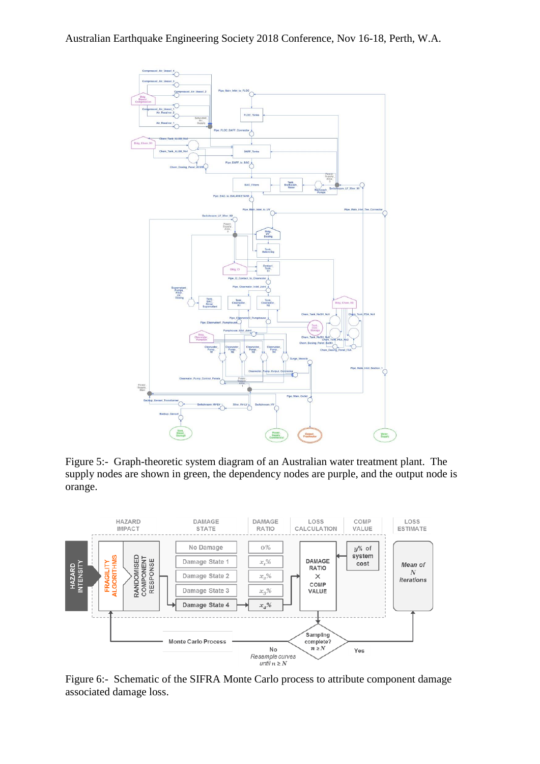Figure 5:- Graph-theoretic system diagram of an Australian water treatment plant. The supply nodes are shown in green, the dependency nodes are purple, and the output node is orange.

Figure 6:- Schematic of the SIFRA Monte Carlo process to attribute component damage associated damage loss.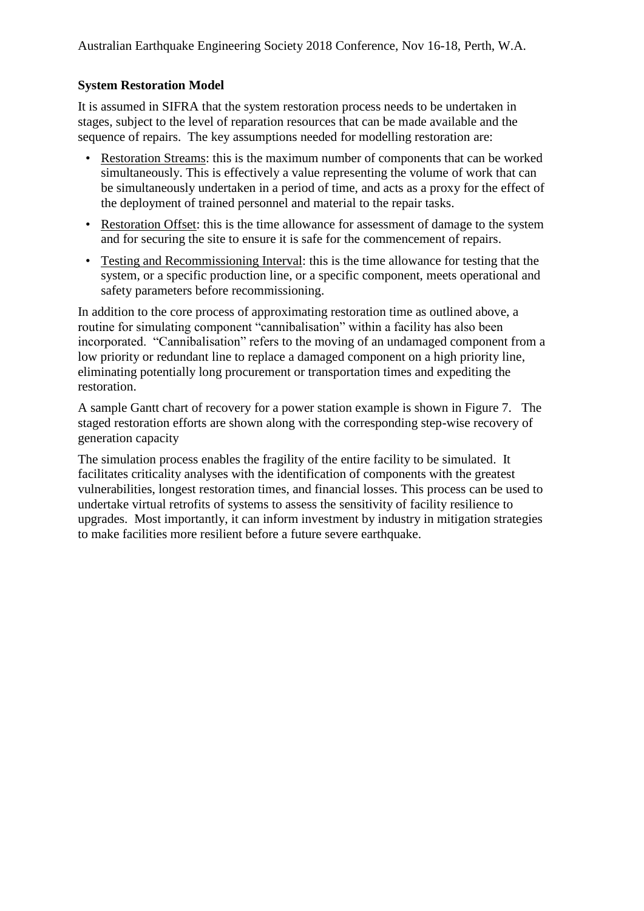**System Restoration Model**

It is assumed in SIFRA that the system restoration process needs to be undertaken in stages, subject to the level of reparation resources that can be made available and the sequence of repairs. The key assumptions needed for modelling restoration are:

- Restoration Streams: this is the maximum number of components that can be worked simultaneously. This is effectively a value representing the volume of work that can be simultaneously undertaken in a period of time, and acts as a proxy for the effect of the deployment of trained personnel and material to the repair tasks.
- Restoration Offset: this is the time allowance for assessment of damage to the system and for securing the site to ensure it is safe for the commencement of repairs.
- Testing and Recommissioning Interval: this is the time allowance for testing that the system, or a specific production line, or a specific component, meets operational and safety parameters before recommissioning.

In addition to the core process of approximating restoration time as outlined above, a routine for simulating component "cannibalisation" within a facility has also been incorporated. "Cannibalisation" refers to the moving of an undamaged component from a low priority or redundant line to replace a damaged component on a high priority line, eliminating potentially long procurement or transportation times and expediting the restoration.

A sample Gantt chart of recovery for a power station example is shown in Figure 7. The staged restoration efforts are shown along with the corresponding step-wise recovery of generation capacity

The simulation process enables the fragility of the entire facility to be simulated. It facilitates criticality analyses with the identification of components with the greatest vulnerabilities, longest restoration times, and financial losses. This process can be used to undertake virtual retrofits of systems to assess the sensitivity of facility resilience to upgrades. Most importantly, it can inform investment by industry in mitigation strategies to make facilities more resilient before a future severe earthquake.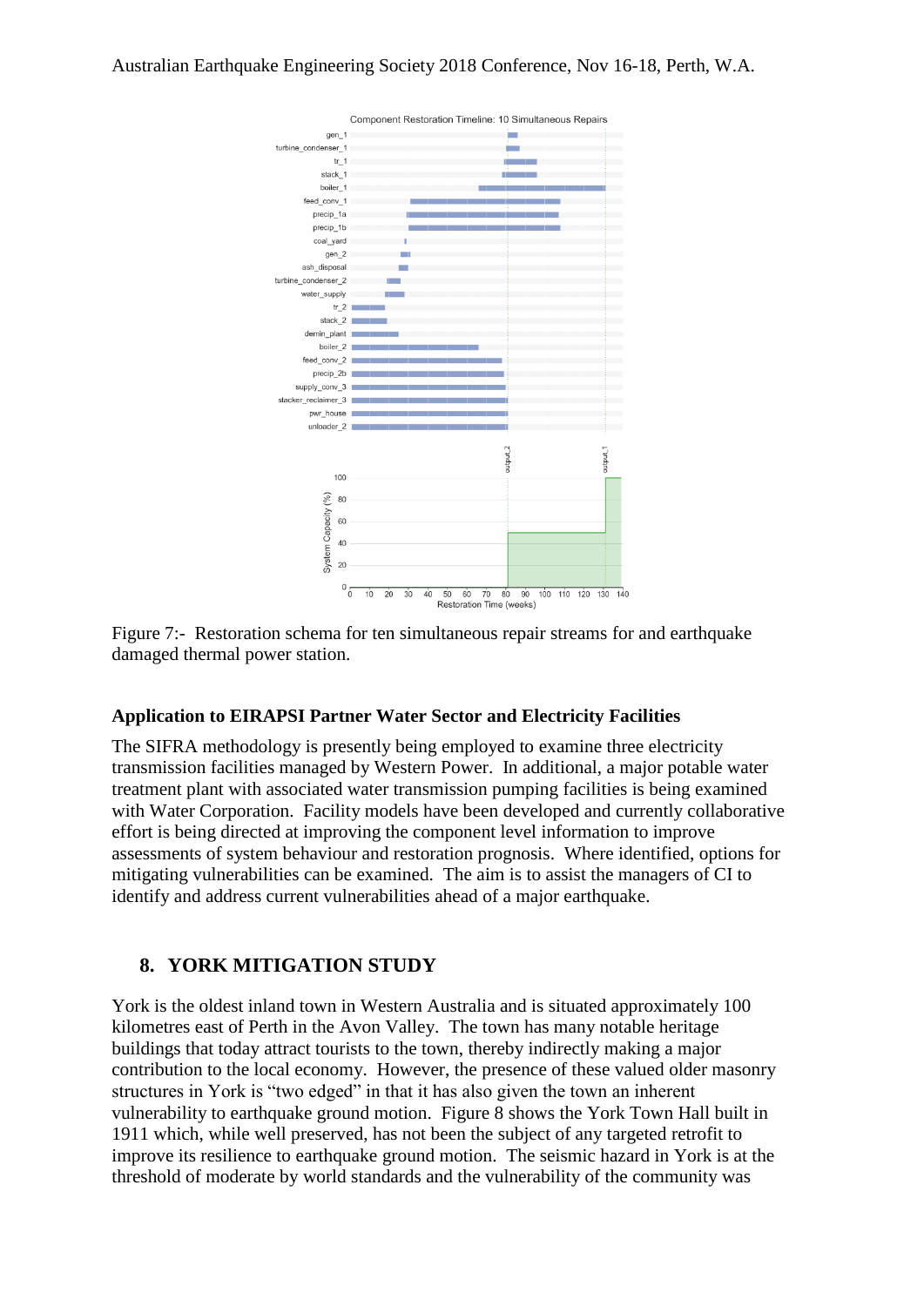Figure 7:- Restoration schema for ten simultaneous repair streams for and earthquake damaged thermal power station.

### Application to EIRAPSI Partner Water Sector and Electricity Facilities

The SIFRA methodology is presently being employed to examine three electricity transmission facilities managed by Western Power. In additional, a major potable water treatment plant with associated water transmission pumping facilities is being examined with Water Corporation. Facility models have been developed and currently collaborative effort is being directed at improving the component level information to improve assessments of system behaviour and restoration prognosis. Where identified, options for mitigating vulnerabilities can be examined. The aim is to assist the managers of CI to identify and address current vulnerabilities ahead of a major earthquake.

## 8. YORK MITIGATION STUDY

York is the oldest inland town in Western Australia and is situated approximately 100 kilometres east of Perth in the Avon Valley. The town has many notable heritage buildings that today attract tourists to the town, thereby indirectly making a major contribution to the local economy. However, the presence of these valued older masonry structures in York is "two edged" in that it has also given the town an inherent vulnerability to earthquake ground motion. Figure 8 shows the York Town Hall built in 1911 which, while well preserved, has not been the subject of any targeted retrofit to improve its resilience to earthquake ground motion. The seismic hazard in York is at the threshold of moderate by world standards and the vulnerability of the community was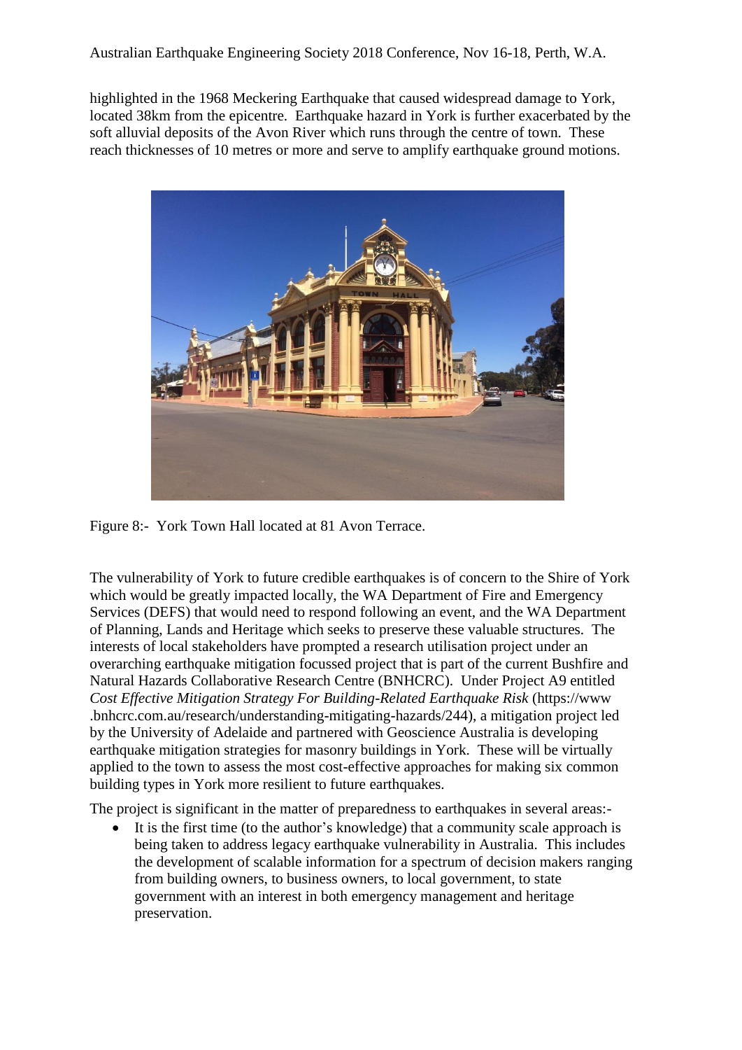highlighted in the 1968 Meckering Earthquake that caused widespread damage to York, located 38km from the epicentre. Earthquake hazard in York is further exacerbated by the soft alluvial deposits of the Avon River which runs through the centre of town. These reach thicknesses of 10 metres or more and serve to amplify earthquake ground motions.

Figure 8:- York Town Hall located at 81 Avon Terrace.

The vulnerability of York to future credible earthquakes is of concern to the Shire of York which would be greatly impacted locally, the WA Department of Fire and Emergency Services (DEFS) that would need to respond following an event, and the WA Department of Planning, Lands and Heritage which seeks to preserve these valuable structures. The interests of local stakeholders have prompted a research utilisation project under an overarching earthquake mitigation focussed project that is part of the current Bushfire and Natural Hazards Collaborative Research Centre (BNHCRC). Under Project A9 entitled *Cost Effective Mitigation Strategy For Building-Related Earthquake Risk* (https://www.bnhcrc.com.au/research/understanding-mitigating-hazards/244), a mitigation project led by the University of Adelaide and partnered with Geoscience Australia is developing earthquake mitigation strategies for masonry buildings in York. These will be virtually applied to the town to assess the most cost-effective approaches for making six common building types in York more resilient to future earthquakes.

The project is significant in the matter of preparedness to earthquakes in several areas:-

- It is the first time (to the author's knowledge) that a community scale approach is being taken to address legacy earthquake vulnerability in Australia. This includes the development of scalable information for a spectrum of decision makers ranging from building owners, to business owners, to local government, to state government with an interest in both emergency management and heritage preservation.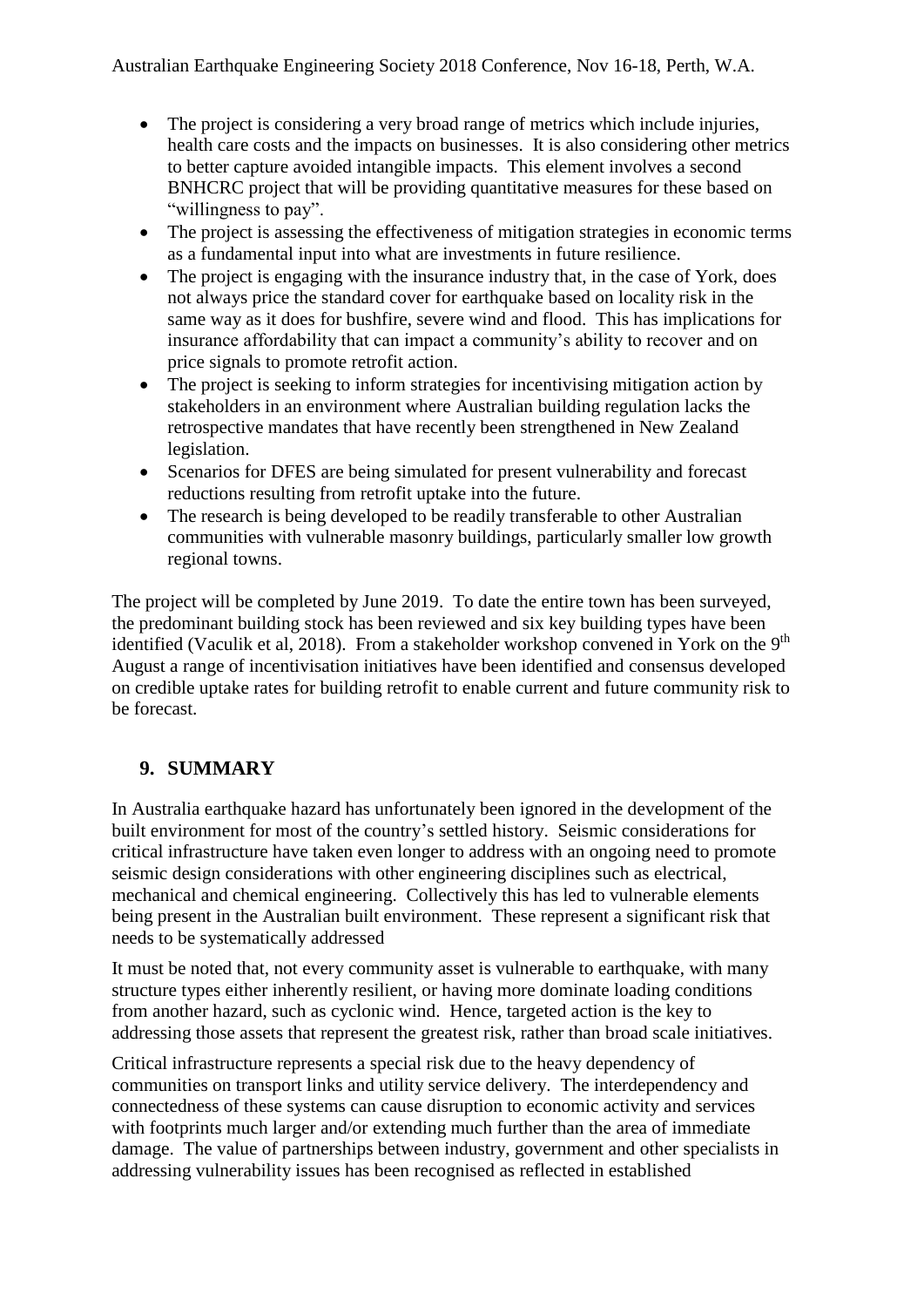- The project is considering a very broad range of metrics which include injuries, health care costs and the impacts on businesses. It is also considering other metrics to better capture avoided intangible impacts. This element involves a second BNHCRC project that will be providing quantitative measures for these based on "willingness to pay".
- The project is assessing the effectiveness of mitigation strategies in economic terms as a fundamental input into what are investments in future resilience.
- The project is engaging with the insurance industry that, in the case of York, does not always price the standard cover for earthquake based on locality risk in the same way as it does for bushfire, severe wind and flood. This has implications for insurance affordability that can impact a community's ability to recover and on price signals to promote retrofit action.
- The project is seeking to inform strategies for incentivising mitigation action by stakeholders in an environment where Australian building regulation lacks the retrospective mandates that have recently been strengthened in New Zealand legislation.
- Scenarios for DFES are being simulated for present vulnerability and forecast reductions resulting from retrofit uptake into the future.
- The research is being developed to be readily transferable to other Australian communities with vulnerable masonry buildings, particularly smaller low growth regional towns.

The project will be completed by June 2019. To date the entire town has been surveyed, the predominant building stock has been reviewed and six key building types have been identified (Vaculik et al, 2018). From a stakeholder workshop convened in York on the 9th August a range of incentivisation initiatives have been identified and consensus developed on credible uptake rates for building retrofit to enable current and future community risk to be forecast.

## 9. SUMMARY

In Australia earthquake hazard has unfortunately been ignored in the development of the built environment for most of the country's settled history. Seismic considerations for critical infrastructure have taken even longer to address with an ongoing need to promote seismic design considerations with other engineering disciplines such as electrical, mechanical and chemical engineering. Collectively this has led to vulnerable elements being present in the Australian built environment. These represent a significant risk that needs to be systematically addressed

It must be noted that, not every community asset is vulnerable to earthquake, with many structure types either inherently resilient, or having more dominate loading conditions from another hazard, such as cyclonic wind. Hence, targeted action is the key to addressing those assets that represent the greatest risk, rather than broad scale initiatives.

Critical infrastructure represents a special risk due to the heavy dependency of communities on transport links and utility service delivery. The interdependency and connectedness of these systems can cause disruption to economic activity and services with footprints much larger and/or extending much further than the area of immediate damage. The value of partnerships between industry, government and other specialists in addressing vulnerability issues has been recognised as reflected in established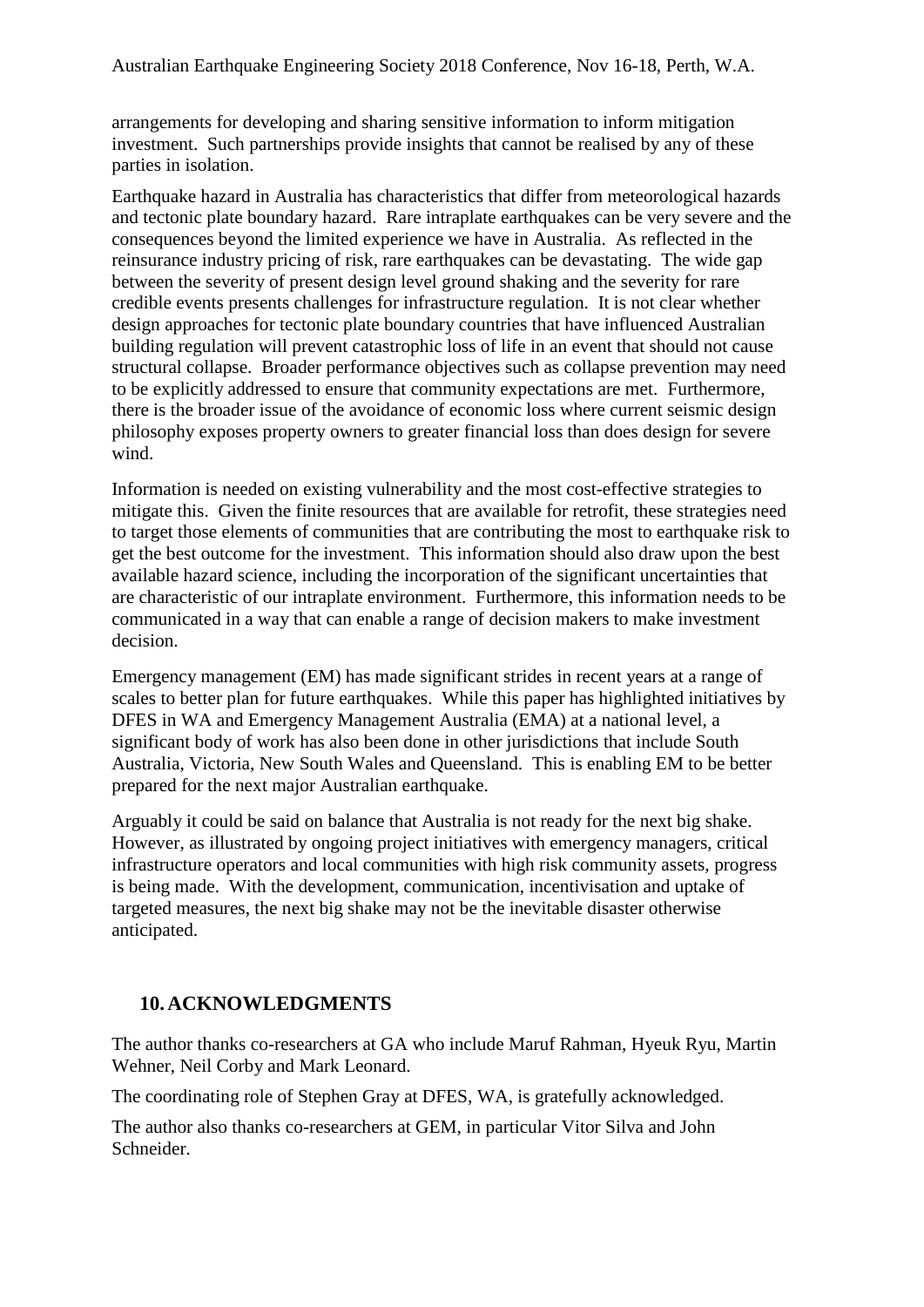arrangements for developing and sharing sensitive information to inform mitigation investment. Such partnerships provide insights that cannot be realised by any of these parties in isolation.

Earthquake hazard in Australia has characteristics that differ from meteorological hazards and tectonic plate boundary hazard. Rare intraplate earthquakes can be very severe and the consequences beyond the limited experience we have in Australia. As reflected in the reinsurance industry pricing of risk, rare earthquakes can be devastating. The wide gap between the severity of present design level ground shaking and the severity for rare credible events presents challenges for infrastructure regulation. It is not clear whether design approaches for tectonic plate boundary countries that have influenced Australian building regulation will prevent catastrophic loss of life in an event that should not cause structural collapse. Broader performance objectives such as collapse prevention may need to be explicitly addressed to ensure that community expectations are met. Furthermore, there is the broader issue of the avoidance of economic loss where current seismic design philosophy exposes property owners to greater financial loss than does design for severe wind.

Information is needed on existing vulnerability and the most cost-effective strategies to mitigate this. Given the finite resources that are available for retrofit, these strategies need to target those elements of communities that are contributing the most to earthquake risk to get the best outcome for the investment. This information should also draw upon the best available hazard science, including the incorporation of the significant uncertainties that are characteristic of our intraplate environment. Furthermore, this information needs to be communicated in a way that can enable a range of decision makers to make investment decision.

Emergency management (EM) has made significant strides in recent years at a range of scales to better plan for future earthquakes. While this paper has highlighted initiatives by DFES in WA and Emergency Management Australia (EMA) at a national level, a significant body of work has also been done in other jurisdictions that include South Australia, Victoria, New South Wales and Queensland. This is enabling EM to be better prepared for the next major Australian earthquake.

Arguably it could be said on balance that Australia is not ready for the next big shake. However, as illustrated by ongoing project initiatives with emergency managers, critical infrastructure operators and local communities with high risk community assets, progress is being made. With the development, communication, incentivisation and uptake of targeted measures, the next big shake may not be the inevitable disaster otherwise anticipated.

## 10. ACKNOWLEDGMENTS

The author thanks co-researchers at GA who include Maruf Rahman, Hyeuk Ryu, Martin Wehner, Neil Corby and Mark Leonard.

The coordinating role of Stephen Gray at DFES, WA, is gratefully acknowledged.

The author also thanks co-researchers at GEM, in particular Vitor Silva and John Schneider.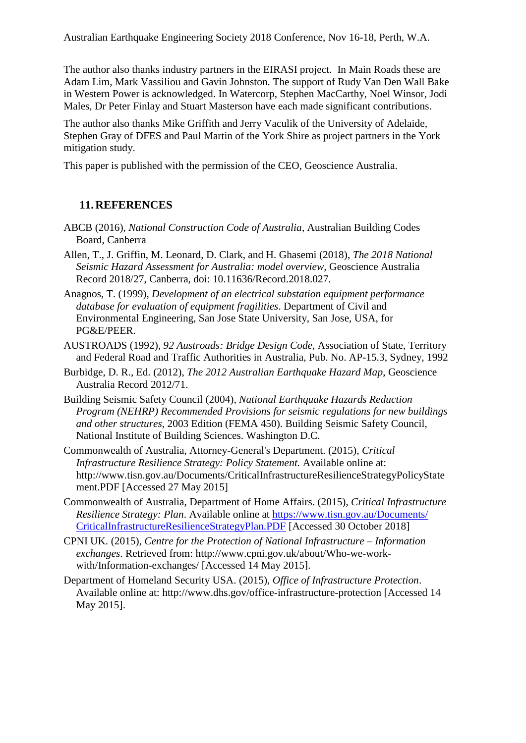The author also thanks industry partners in the EIRASI project. In Main Roads these are Adam Lim, Mark Vassiliou and Gavin Johnston. The support of Rudy Van Den Wall Bake in Western Power is acknowledged. In Watercorp, Stephen MacCarthy, Noel Winsor, Jodi Males, Dr Peter Finlay and Stuart Masterson have each made significant contributions.

The author also thanks Mike Griffith and Jerry Vaculik of the University of Adelaide, Stephen Gray of DFES and Paul Martin of the York Shire as project partners in the York mitigation study.

This paper is published with the permission of the CEO, Geoscience Australia.

## 11. REFERENCES

ABCB (2016), *National Construction Code of Australia*, Australian Building Codes Board, Canberra

Allen, T., J. Griffin, M. Leonard, D. Clark, and H. Ghasemi (2018), *The 2018 National Seismic Hazard Assessment for Australia: model overview*, Geoscience Australia Record 2018/27, Canberra, doi: 10.11636/Record.2018.027.

Anagnos, T. (1999), *Development of an electrical substation equipment performance database for evaluation of equipment fragilities*. Department of Civil and Environmental Engineering, San Jose State University, San Jose, USA, for PG&E/PEER.

AUSTROADS (1992), *92 Austroads: Bridge Design Code*, Association of State, Territory and Federal Road and Traffic Authorities in Australia, Pub. No. AP-15.3, Sydney, 1992

Burbidge, D. R., Ed. (2012), *The 2012 Australian Earthquake Hazard Map*, Geoscience Australia Record 2012/71.

Building Seismic Safety Council (2004), *National Earthquake Hazards Reduction Program (NEHRP) Recommended Provisions for seismic regulations for new buildings and other structures*, 2003 Edition (FEMA 450). Building Seismic Safety Council, National Institute of Building Sciences. Washington D.C.

Commonwealth of Australia, Attorney-General's Department. (2015), *Critical Infrastructure Resilience Strategy: Policy Statement.* Available online at: http://www.tisn.gov.au/Documents/CriticalInfrastructureResilienceStrategyPolicyStatement.PDF [Accessed 27 May 2015]

Commonwealth of Australia, Department of Home Affairs. (2015), *Critical Infrastructure Resilience Strategy: Plan*. Available online at https://www.tisn.gov.au/Documents/CriticalInfrastructureResilienceStrategyPlan.PDF [Accessed 30 October 2018]

CPNI UK. (2015), *Centre for the Protection of National Infrastructure – Information exchanges*. Retrieved from: http://www.cpni.gov.uk/about/Who-we-work-with/Information-exchanges/ [Accessed 14 May 2015].

Department of Homeland Security USA. (2015), *Office of Infrastructure Protection*. Available online at: http://www.dhs.gov/office-infrastructure-protection [Accessed 14 May 2015].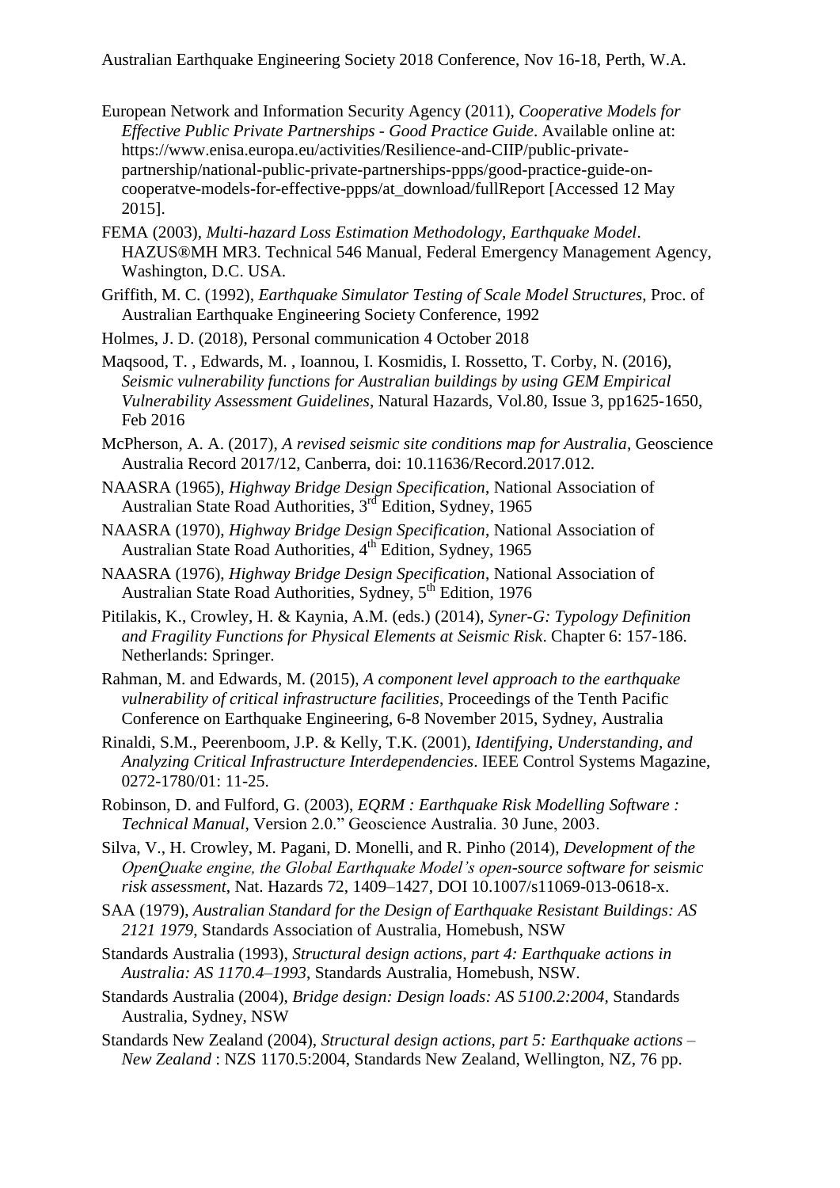European Network and Information Security Agency (2011), *Cooperative Models for Effective Public Private Partnerships - Good Practice Guide*. Available online at: https://www.enisa.europa.eu/activities/Resilience-and-CIIP/public-private-partnership/national-public-private-partnerships-ppps/good-practice-guide-on-cooperatve-models-for-effective-ppps/at_download/fullReport [Accessed 12 May 2015].

FEMA (2003), *Multi-hazard Loss Estimation Methodology, Earthquake Model*. HAZUS®MH MR3. Technical 546 Manual, Federal Emergency Management Agency, Washington, D.C. USA.

Griffith, M. C. (1992), *Earthquake Simulator Testing of Scale Model Structures*, Proc. of Australian Earthquake Engineering Society Conference, 1992

Holmes, J. D. (2018), Personal communication 4 October 2018

Maqsood, T. , Edwards, M. , Ioannou, I. Kosmidis, I. Rossetto, T. Corby, N. (2016), *Seismic vulnerability functions for Australian buildings by using GEM Empirical Vulnerability Assessment Guidelines*, Natural Hazards, Vol.80, Issue 3, pp1625-1650, Feb 2016

McPherson, A. A. (2017), *A revised seismic site conditions map for Australia*, Geoscience Australia Record 2017/12, Canberra, doi: 10.11636/Record.2017.012.

NAASRA (1965), *Highway Bridge Design Specification*, National Association of Australian State Road Authorities, 3rd Edition, Sydney, 1965

NAASRA (1970), *Highway Bridge Design Specification*, National Association of Australian State Road Authorities, 4th Edition, Sydney, 1965

NAASRA (1976), *Highway Bridge Design Specification*, National Association of Australian State Road Authorities, Sydney, 5th Edition, 1976

Pitilakis, K., Crowley, H. & Kaynia, A.M. (eds.) (2014), *Syner-G: Typology Definition and Fragility Functions for Physical Elements at Seismic Risk*. Chapter 6: 157-186. Netherlands: Springer.

Rahman, M. and Edwards, M. (2015), *A component level approach to the earthquake vulnerability of critical infrastructure facilities*, Proceedings of the Tenth Pacific Conference on Earthquake Engineering, 6-8 November 2015, Sydney, Australia

Rinaldi, S.M., Peerenboom, J.P. & Kelly, T.K. (2001), *Identifying, Understanding, and Analyzing Critical Infrastructure Interdependencies*. IEEE Control Systems Magazine, 0272-1780/01: 11-25.

Robinson, D. and Fulford, G. (2003), *EQRM : Earthquake Risk Modelling Software : Technical Manual*, Version 2.0." Geoscience Australia. 30 June, 2003.

Silva, V., H. Crowley, M. Pagani, D. Monelli, and R. Pinho (2014), *Development of the OpenQuake engine, the Global Earthquake Model's open-source software for seismic risk assessment*, Nat. Hazards 72, 1409–1427, DOI 10.1007/s11069-013-0618-x.

SAA (1979), *Australian Standard for the Design of Earthquake Resistant Buildings: AS 2121 1979*, Standards Association of Australia, Homebush, NSW

Standards Australia (1993), *Structural design actions, part 4: Earthquake actions in Australia: AS 1170.4–1993*, Standards Australia, Homebush, NSW.

Standards Australia (2004), *Bridge design: Design loads: AS 5100.2:2004*, Standards Australia, Sydney, NSW

Standards New Zealand (2004), *Structural design actions, part 5: Earthquake actions – New Zealand* : NZS 1170.5:2004, Standards New Zealand, Wellington, NZ, 76 pp.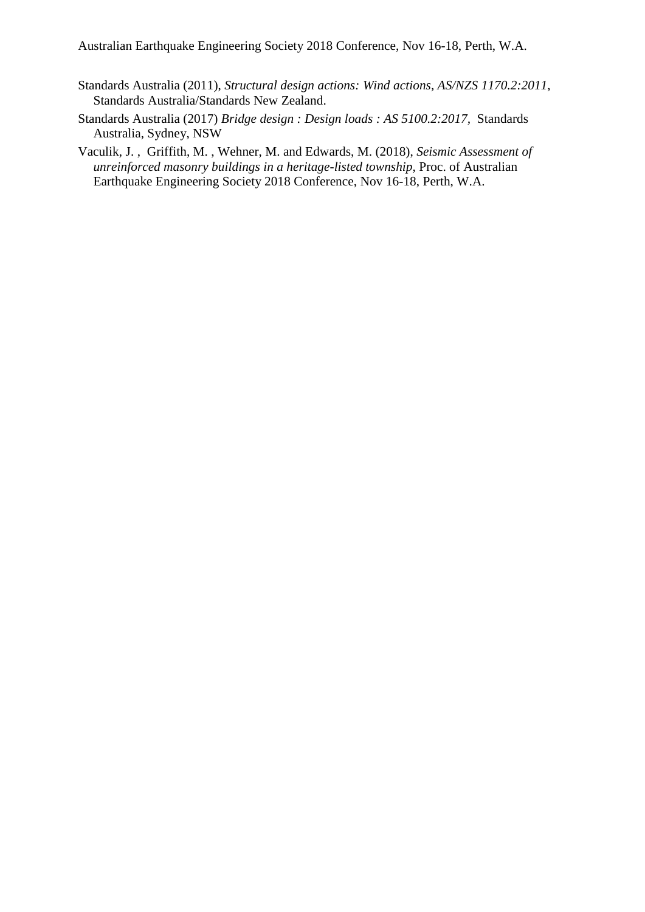Standards Australia (2011), *Structural design actions: Wind actions, AS/NZS 1170.2:2011*, Standards Australia/Standards New Zealand.

Standards Australia (2017) *Bridge design : Design loads : AS 5100.2:2017*, Standards Australia, Sydney, NSW

Vaculik, J. , Griffith, M. , Wehner, M. and Edwards, M. (2018), *Seismic Assessment of unreinforced masonry buildings in a heritage-listed township*, Proc. of Australian Earthquake Engineering Society 2018 Conference, Nov 16-18, Perth, W.A.